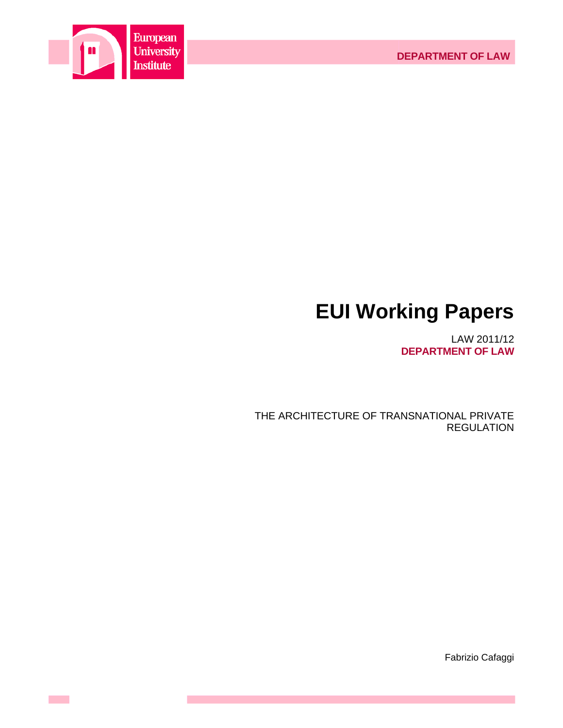European University Institute

DEPARTMENT OF LAW

# EUI Working Papers

LAW 2011/12
**DEPARTMENT OF LAW**

THE ARCHITECTURE OF TRANSNATIONAL PRIVATE REGULATION

Fabrizio Cafaggi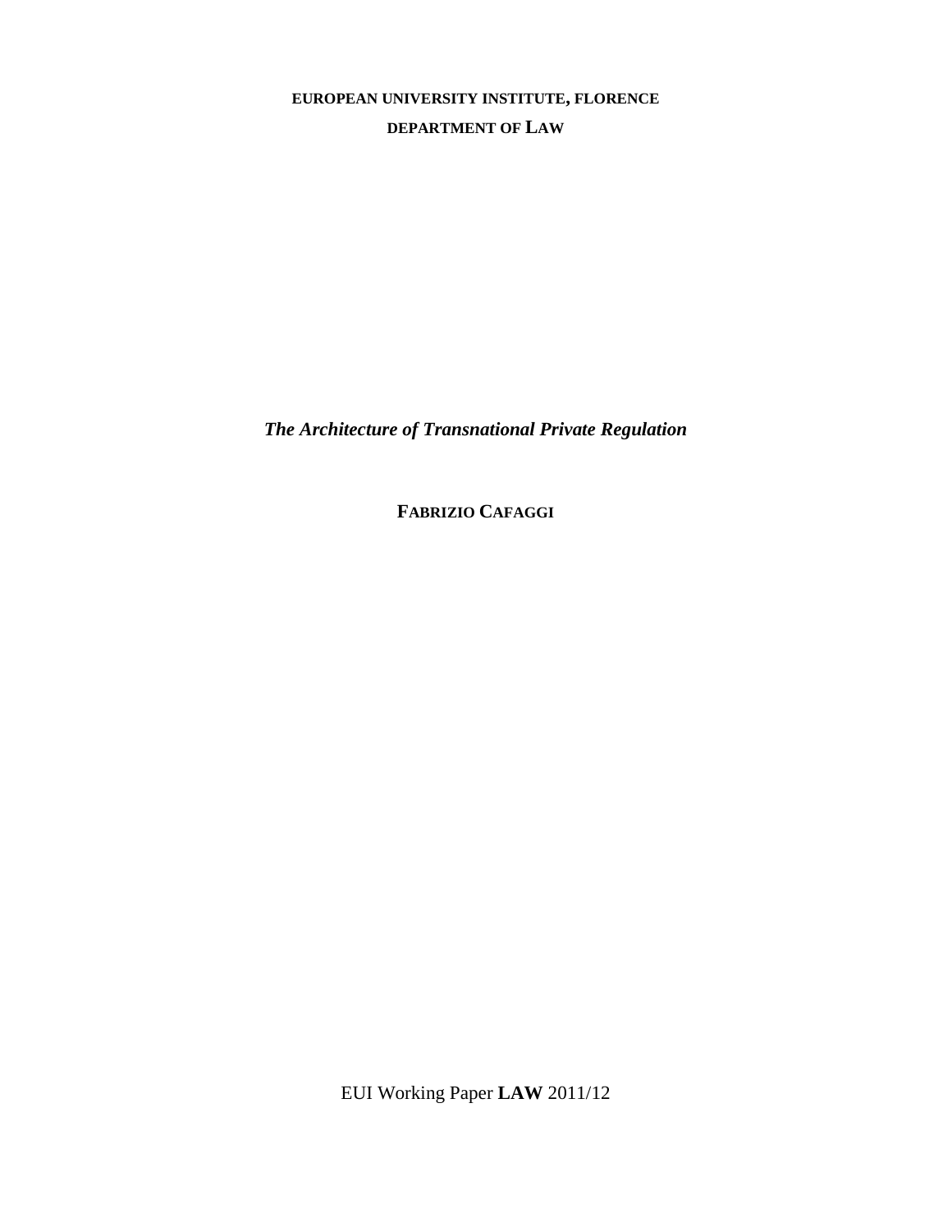**EUROPEAN UNIVERSITY INSTITUTE, FLORENCE**

**DEPARTMENT OF LAW**

***The Architecture of Transnational Private Regulation***

**FABRIZIO CAFAGGI**

EUI Working Paper **LAW** 2011/12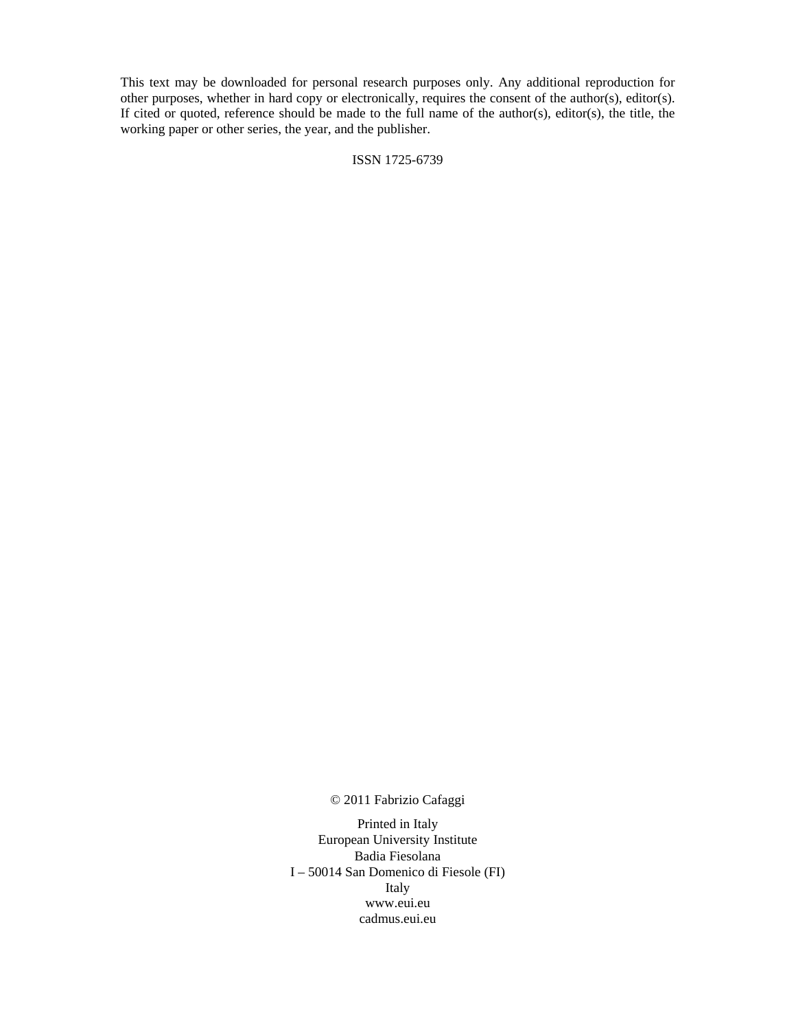This text may be downloaded for personal research purposes only. Any additional reproduction for other purposes, whether in hard copy or electronically, requires the consent of the author(s), editor(s). If cited or quoted, reference should be made to the full name of the author(s), editor(s), the title, the working paper or other series, the year, and the publisher.

ISSN 1725-6739

© 2011 Fabrizio Cafaggi

Printed in Italy
European University Institute
Badia Fiesolana
I – 50014 San Domenico di Fiesole (FI)
Italy
www.eui.eu
cadmus.eui.eu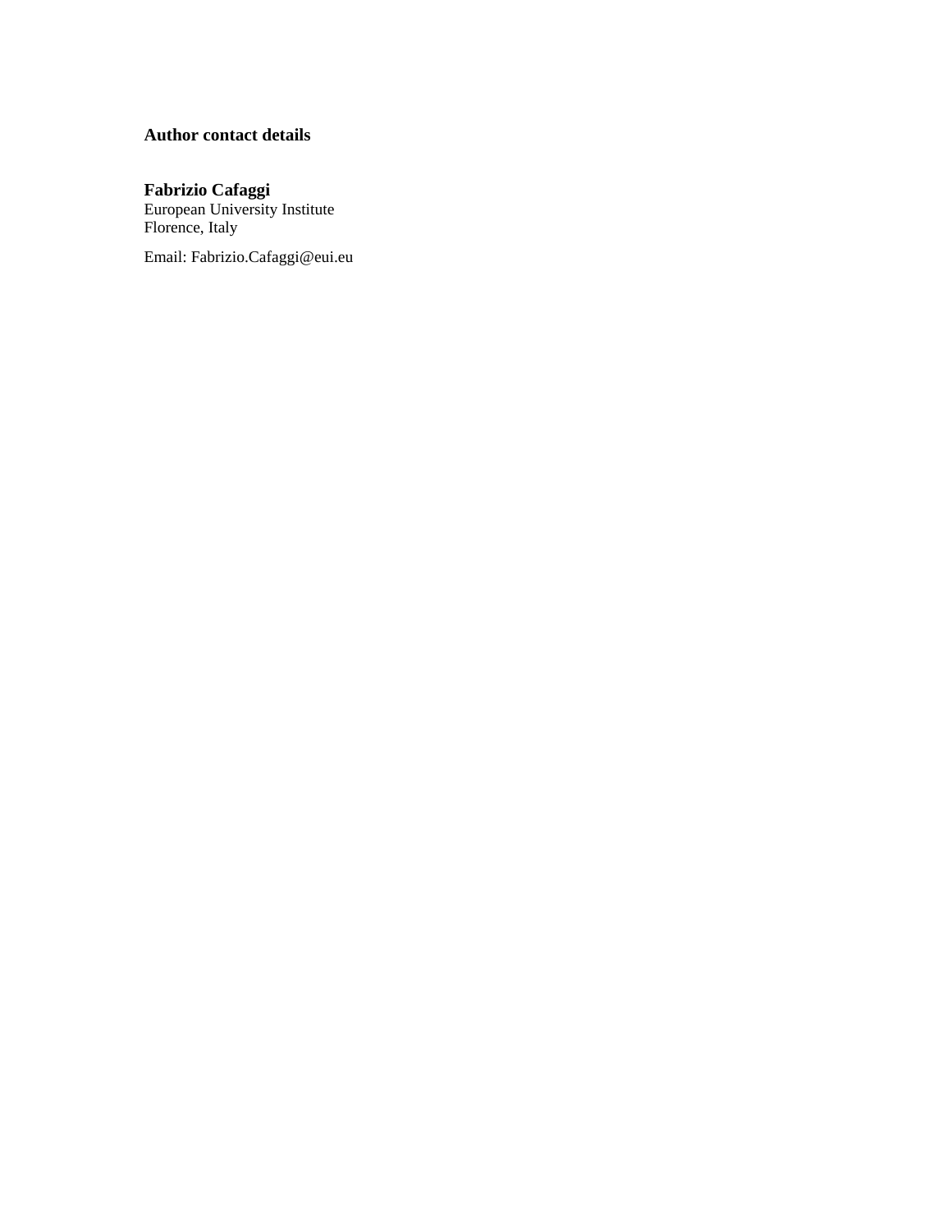### Author contact details

**Fabrizio Cafaggi**
European University Institute
Florence, Italy

Email: Fabrizio.Cafaggi@eui.eu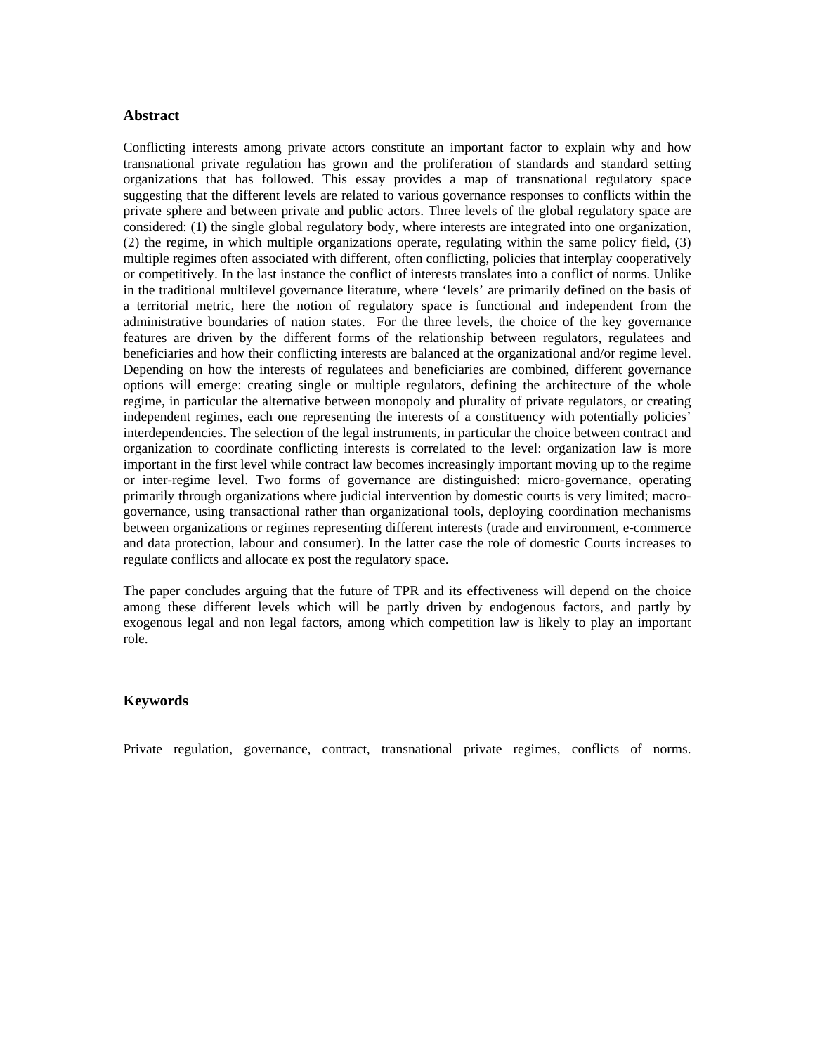## Abstract

Conflicting interests among private actors constitute an important factor to explain why and how transnational private regulation has grown and the proliferation of standards and standard setting organizations that has followed. This essay provides a map of transnational regulatory space suggesting that the different levels are related to various governance responses to conflicts within the private sphere and between private and public actors. Three levels of the global regulatory space are considered: (1) the single global regulatory body, where interests are integrated into one organization, (2) the regime, in which multiple organizations operate, regulating within the same policy field, (3) multiple regimes often associated with different, often conflicting, policies that interplay cooperatively or competitively. In the last instance the conflict of interests translates into a conflict of norms. Unlike in the traditional multilevel governance literature, where 'levels' are primarily defined on the basis of a territorial metric, here the notion of regulatory space is functional and independent from the administrative boundaries of nation states. For the three levels, the choice of the key governance features are driven by the different forms of the relationship between regulators, regulatees and beneficiaries and how their conflicting interests are balanced at the organizational and/or regime level. Depending on how the interests of regulatees and beneficiaries are combined, different governance options will emerge: creating single or multiple regulators, defining the architecture of the whole regime, in particular the alternative between monopoly and plurality of private regulators, or creating independent regimes, each one representing the interests of a constituency with potentially policies' interdependencies. The selection of the legal instruments, in particular the choice between contract and organization to coordinate conflicting interests is correlated to the level: organization law is more important in the first level while contract law becomes increasingly important moving up to the regime or inter-regime level. Two forms of governance are distinguished: micro-governance, operating primarily through organizations where judicial intervention by domestic courts is very limited; macro-governance, using transactional rather than organizational tools, deploying coordination mechanisms between organizations or regimes representing different interests (trade and environment, e-commerce and data protection, labour and consumer). In the latter case the role of domestic Courts increases to regulate conflicts and allocate ex post the regulatory space.

The paper concludes arguing that the future of TPR and its effectiveness will depend on the choice among these different levels which will be partly driven by endogenous factors, and partly by exogenous legal and non legal factors, among which competition law is likely to play an important role.

## Keywords

Private regulation, governance, contract, transnational private regimes, conflicts of norms.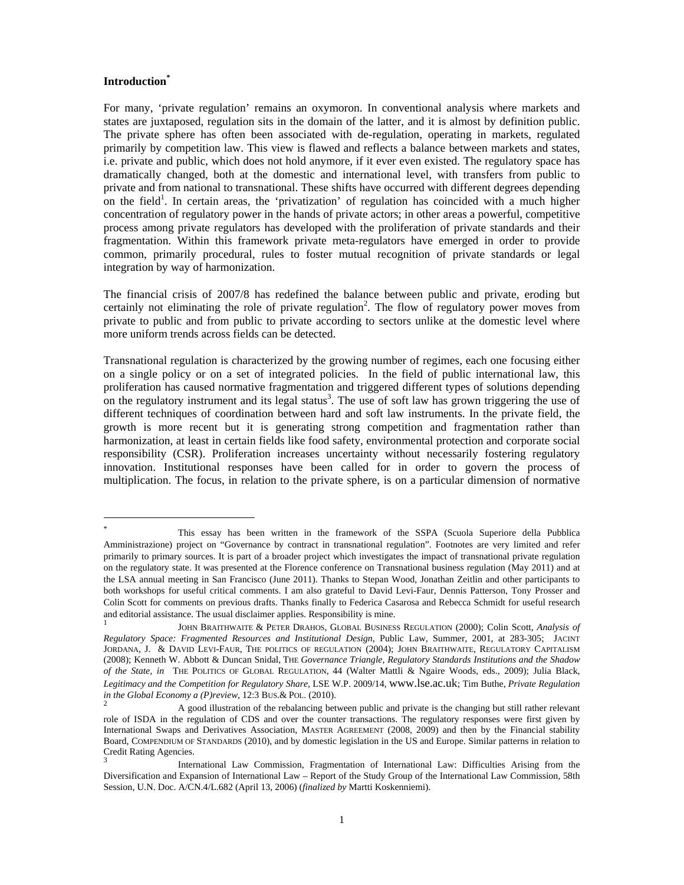**Introduction***

For many, 'private regulation' remains an oxymoron. In conventional analysis where markets and states are juxtaposed, regulation sits in the domain of the latter, and it is almost by definition public. The private sphere has often been associated with de-regulation, operating in markets, regulated primarily by competition law. This view is flawed and reflects a balance between markets and states, i.e. private and public, which does not hold anymore, if it ever even existed. The regulatory space has dramatically changed, both at the domestic and international level, with transfers from public to private and from national to transnational. These shifts have occurred with different degrees depending on the field[1]. In certain areas, the 'privatization' of regulation has coincided with a much higher concentration of regulatory power in the hands of private actors; in other areas a powerful, competitive process among private regulators has developed with the proliferation of private standards and their fragmentation. Within this framework private meta-regulators have emerged in order to provide common, primarily procedural, rules to foster mutual recognition of private standards or legal integration by way of harmonization.

The financial crisis of 2007/8 has redefined the balance between public and private, eroding but certainly not eliminating the role of private regulation[2]. The flow of regulatory power moves from private to public and from public to private according to sectors unlike at the domestic level where more uniform trends across fields can be detected.

Transnational regulation is characterized by the growing number of regimes, each one focusing either on a single policy or on a set of integrated policies. In the field of public international law, this proliferation has caused normative fragmentation and triggered different types of solutions depending on the regulatory instrument and its legal status[3]. The use of soft law has grown triggering the use of different techniques of coordination between hard and soft law instruments. In the private field, the growth is more recent but it is generating strong competition and fragmentation rather than harmonization, at least in certain fields like food safety, environmental protection and corporate social responsibility (CSR). Proliferation increases uncertainty without necessarily fostering regulatory innovation. Institutional responses have been called for in order to govern the process of multiplication. The focus, in relation to the private sphere, is on a particular dimension of normative

---

* This essay has been written in the framework of the SSPA (Scuola Superiore della Pubblica Amministrazione) project on "Governance by contract in transnational regulation". Footnotes are very limited and refer primarily to primary sources. It is part of a broader project which investigates the impact of transnational private regulation on the regulatory state. It was presented at the Florence conference on Transnational business regulation (May 2011) and at the LSA annual meeting in San Francisco (June 2011). Thanks to Stepan Wood, Jonathan Zeitlin and other participants to both workshops for useful critical comments. I am also grateful to David Levi-Faur, Dennis Patterson, Tony Prosser and Colin Scott for comments on previous drafts. Thanks finally to Federica Casarosa and Rebecca Schmidt for useful research and editorial assistance. The usual disclaimer applies. Responsibility is mine.

[1] JOHN BRAITHWAITE & PETER DRAHOS, GLOBAL BUSINESS REGULATION (2000); Colin Scott, *Analysis of Regulatory Space: Fragmented Resources and Institutional Design*, Public Law, Summer, 2001, at 283-305; JACINT JORDANA, J. & DAVID LEVI-FAUR, THE POLITICS OF REGULATION (2004); JOHN BRAITHWAITE, REGULATORY CAPITALISM (2008); Kenneth W. Abbott & Duncan Snidal, *The Governance Triangle, Regulatory Standards Institutions and the Shadow of the State*, *in* THE POLITICS OF GLOBAL REGULATION, 44 (Walter Mattli & Ngaire Woods, eds., 2009); Julia Black, *Legitimacy and the Competition for Regulatory Share*, LSE W.P. 2009/14, www.lse.ac.uk; Tim Buthe, *Private Regulation in the Global Economy a (P)review*, 12:3 BUS.& POL. (2010).

[2] A good illustration of the rebalancing between public and private is the changing but still rather relevant role of ISDA in the regulation of CDS and over the counter transactions. The regulatory responses were first given by International Swaps and Derivatives Association, MASTER AGREEMENT (2008, 2009) and then by the Financial stability Board, COMPENDIUM OF STANDARDS (2010), and by domestic legislation in the US and Europe. Similar patterns in relation to Credit Rating Agencies.

[3] International Law Commission, Fragmentation of International Law: Difficulties Arising from the Diversification and Expansion of International Law – Report of the Study Group of the International Law Commission, 58th Session, U.N. Doc. A/CN.4/L.682 (April 13, 2006) (*finalized by* Martti Koskenniemi).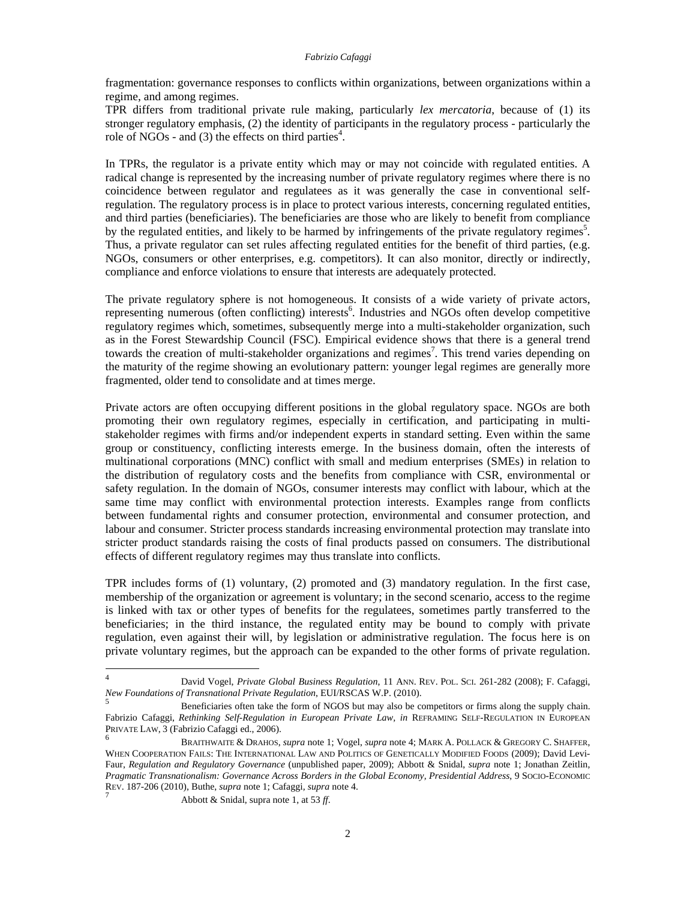fragmentation: governance responses to conflicts within organizations, between organizations within a regime, and among regimes.
TPR differs from traditional private rule making, particularly *lex mercatoria*, because of (1) its stronger regulatory emphasis, (2) the identity of participants in the regulatory process - particularly the role of NGOs - and (3) the effects on third parties[4].

In TPRs, the regulator is a private entity which may or may not coincide with regulated entities. A radical change is represented by the increasing number of private regulatory regimes where there is no coincidence between regulator and regulatees as it was generally the case in conventional self-regulation. The regulatory process is in place to protect various interests, concerning regulated entities, and third parties (beneficiaries). The beneficiaries are those who are likely to benefit from compliance by the regulated entities, and likely to be harmed by infringements of the private regulatory regimes[5]. Thus, a private regulator can set rules affecting regulated entities for the benefit of third parties, (e.g. NGOs, consumers or other enterprises, e.g. competitors). It can also monitor, directly or indirectly, compliance and enforce violations to ensure that interests are adequately protected.

The private regulatory sphere is not homogeneous. It consists of a wide variety of private actors, representing numerous (often conflicting) interests[6]. Industries and NGOs often develop competitive regulatory regimes which, sometimes, subsequently merge into a multi-stakeholder organization, such as in the Forest Stewardship Council (FSC). Empirical evidence shows that there is a general trend towards the creation of multi-stakeholder organizations and regimes[7]. This trend varies depending on the maturity of the regime showing an evolutionary pattern: younger legal regimes are generally more fragmented, older tend to consolidate and at times merge.

Private actors are often occupying different positions in the global regulatory space. NGOs are both promoting their own regulatory regimes, especially in certification, and participating in multi-stakeholder regimes with firms and/or independent experts in standard setting. Even within the same group or constituency, conflicting interests emerge. In the business domain, often the interests of multinational corporations (MNC) conflict with small and medium enterprises (SMEs) in relation to the distribution of regulatory costs and the benefits from compliance with CSR, environmental or safety regulation. In the domain of NGOs, consumer interests may conflict with labour, which at the same time may conflict with environmental protection interests. Examples range from conflicts between fundamental rights and consumer protection, environmental and consumer protection, and labour and consumer. Stricter process standards increasing environmental protection may translate into stricter product standards raising the costs of final products passed on consumers. The distributional effects of different regulatory regimes may thus translate into conflicts.

TPR includes forms of (1) voluntary, (2) promoted and (3) mandatory regulation. In the first case, membership of the organization or agreement is voluntary; in the second scenario, access to the regime is linked with tax or other types of benefits for the regulatees, sometimes partly transferred to the beneficiaries; in the third instance, the regulated entity may be bound to comply with private regulation, even against their will, by legislation or administrative regulation. The focus here is on private voluntary regimes, but the approach can be expanded to the other forms of private regulation.

---

[4] David Vogel, *Private Global Business Regulation*, 11 ANN. REV. POL. SCI. 261-282 (2008); F. Cafaggi, *New Foundations of Transnational Private Regulation*, EUI/RSCAS W.P. (2010).

[5] Beneficiaries often take the form of NGOS but may also be competitors or firms along the supply chain. Fabrizio Cafaggi, *Rethinking Self-Regulation in European Private Law*, *in* REFRAMING SELF-REGULATION IN EUROPEAN PRIVATE LAW, 3 (Fabrizio Cafaggi ed., 2006).

[6] BRAITHWAITE & DRAHOS, *supra* note 1; Vogel, *supra* note 4; MARK A. POLLACK & GREGORY C. SHAFFER, WHEN COOPERATION FAILS: THE INTERNATIONAL LAW AND POLITICS OF GENETICALLY MODIFIED FOODS (2009); David Levi-Faur, *Regulation and Regulatory Governance* (unpublished paper, 2009); Abbott & Snidal, *supra* note 1; Jonathan Zeitlin, *Pragmatic Transnationalism: Governance Across Borders in the Global Economy, Presidential Address*, 9 SOCIO-ECONOMIC REV. 187-206 (2010), Buthe, *supra* note 1; Cafaggi, *supra* note 4.

[7] Abbott & Snidal, supra note 1, at 53 *ff*.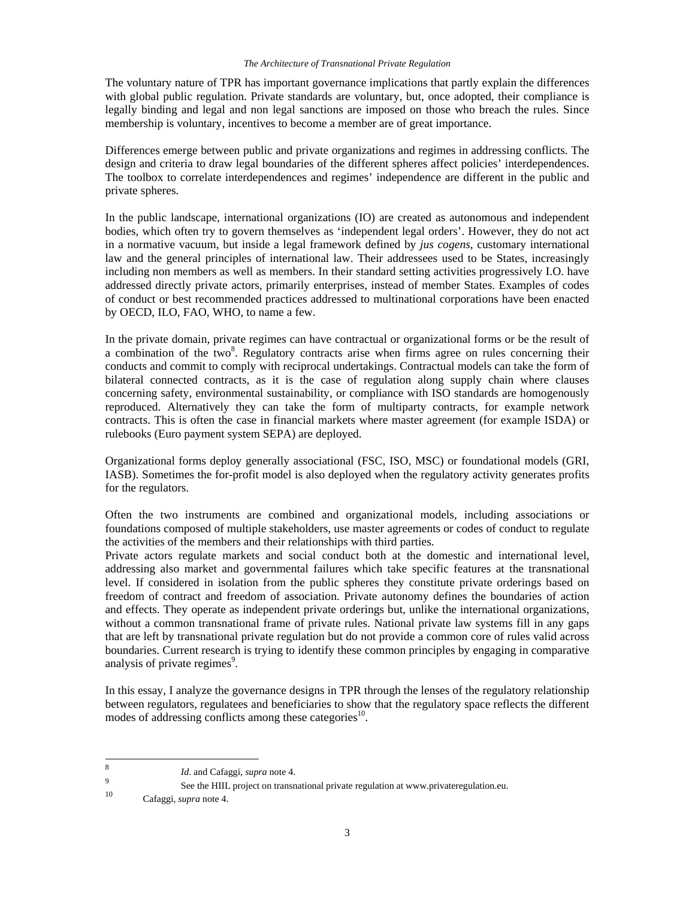The voluntary nature of TPR has important governance implications that partly explain the differences with global public regulation. Private standards are voluntary, but, once adopted, their compliance is legally binding and legal and non legal sanctions are imposed on those who breach the rules. Since membership is voluntary, incentives to become a member are of great importance.

Differences emerge between public and private organizations and regimes in addressing conflicts. The design and criteria to draw legal boundaries of the different spheres affect policies' interdependences. The toolbox to correlate interdependences and regimes' independence are different in the public and private spheres.

In the public landscape, international organizations (IO) are created as autonomous and independent bodies, which often try to govern themselves as 'independent legal orders'. However, they do not act in a normative vacuum, but inside a legal framework defined by *jus cogens*, customary international law and the general principles of international law. Their addressees used to be States, increasingly including non members as well as members. In their standard setting activities progressively I.O. have addressed directly private actors, primarily enterprises, instead of member States. Examples of codes of conduct or best recommended practices addressed to multinational corporations have been enacted by OECD, ILO, FAO, WHO, to name a few.

In the private domain, private regimes can have contractual or organizational forms or be the result of a combination of the two[8]. Regulatory contracts arise when firms agree on rules concerning their conducts and commit to comply with reciprocal undertakings. Contractual models can take the form of bilateral connected contracts, as it is the case of regulation along supply chain where clauses concerning safety, environmental sustainability, or compliance with ISO standards are homogenously reproduced. Alternatively they can take the form of multiparty contracts, for example network contracts. This is often the case in financial markets where master agreement (for example ISDA) or rulebooks (Euro payment system SEPA) are deployed.

Organizational forms deploy generally associational (FSC, ISO, MSC) or foundational models (GRI, IASB). Sometimes the for-profit model is also deployed when the regulatory activity generates profits for the regulators.

Often the two instruments are combined and organizational models, including associations or foundations composed of multiple stakeholders, use master agreements or codes of conduct to regulate the activities of the members and their relationships with third parties.

Private actors regulate markets and social conduct both at the domestic and international level, addressing also market and governmental failures which take specific features at the transnational level. If considered in isolation from the public spheres they constitute private orderings based on freedom of contract and freedom of association. Private autonomy defines the boundaries of action and effects. They operate as independent private orderings but, unlike the international organizations, without a common transnational frame of private rules. National private law systems fill in any gaps that are left by transnational private regulation but do not provide a common core of rules valid across boundaries. Current research is trying to identify these common principles by engaging in comparative analysis of private regimes[9].

In this essay, I analyze the governance designs in TPR through the lenses of the regulatory relationship between regulators, regulatees and beneficiaries to show that the regulatory space reflects the different modes of addressing conflicts among these categories[10].

---

[8] *Id*. and Cafaggi, *supra* note 4.

[9] See the HIIL project on transnational private regulation at www.privateregulation.eu.

[10] Cafaggi, *supra* note 4.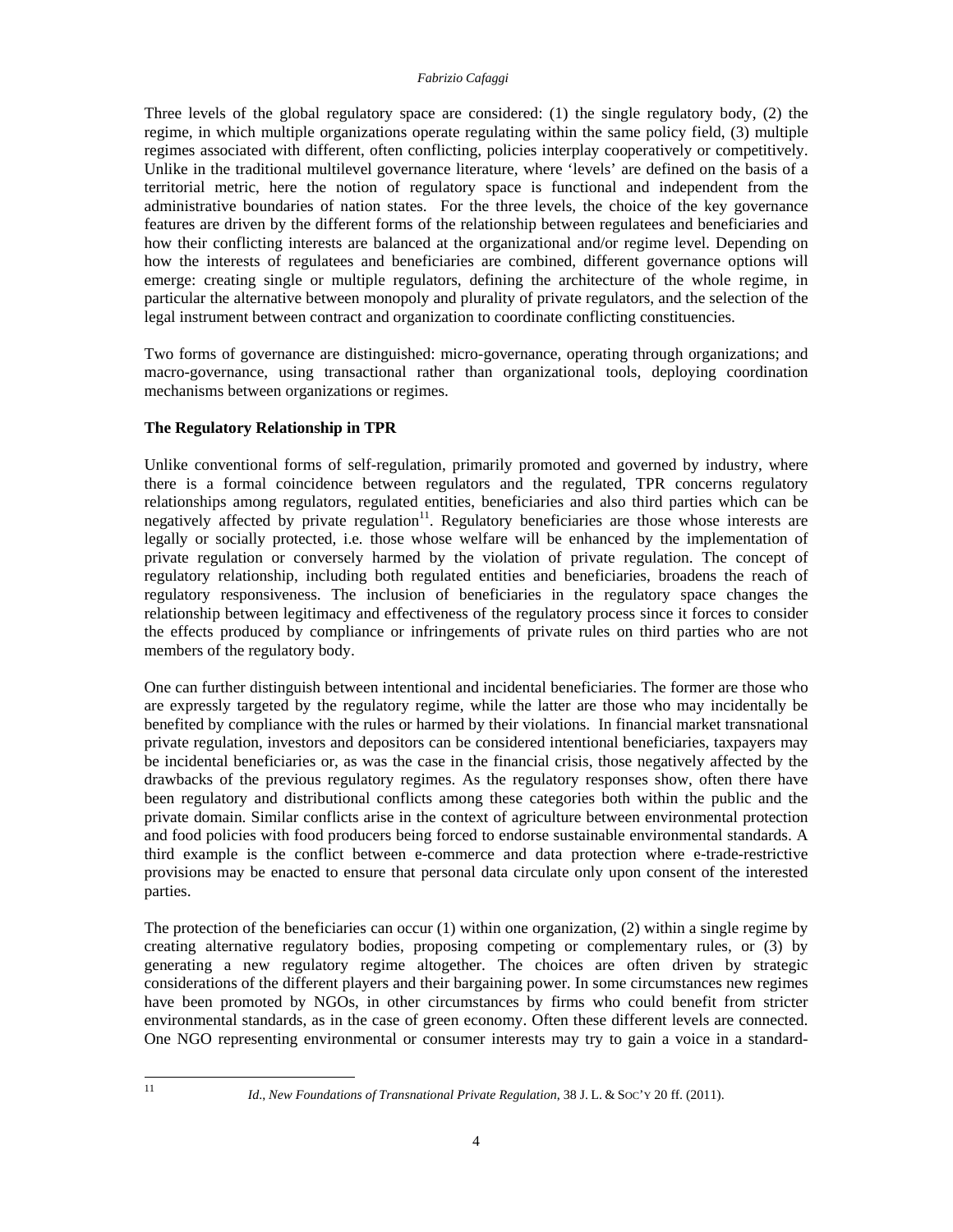Three levels of the global regulatory space are considered: (1) the single regulatory body, (2) the regime, in which multiple organizations operate regulating within the same policy field, (3) multiple regimes associated with different, often conflicting, policies interplay cooperatively or competitively. Unlike in the traditional multilevel governance literature, where 'levels' are defined on the basis of a territorial metric, here the notion of regulatory space is functional and independent from the administrative boundaries of nation states. For the three levels, the choice of the key governance features are driven by the different forms of the relationship between regulatees and beneficiaries and how their conflicting interests are balanced at the organizational and/or regime level. Depending on how the interests of regulatees and beneficiaries are combined, different governance options will emerge: creating single or multiple regulators, defining the architecture of the whole regime, in particular the alternative between monopoly and plurality of private regulators, and the selection of the legal instrument between contract and organization to coordinate conflicting constituencies.

Two forms of governance are distinguished: micro-governance, operating through organizations; and macro-governance, using transactional rather than organizational tools, deploying coordination mechanisms between organizations or regimes.

**The Regulatory Relationship in TPR**

Unlike conventional forms of self-regulation, primarily promoted and governed by industry, where there is a formal coincidence between regulators and the regulated, TPR concerns regulatory relationships among regulators, regulated entities, beneficiaries and also third parties which can be negatively affected by private regulation[11]. Regulatory beneficiaries are those whose interests are legally or socially protected, i.e. those whose welfare will be enhanced by the implementation of private regulation or conversely harmed by the violation of private regulation. The concept of regulatory relationship, including both regulated entities and beneficiaries, broadens the reach of regulatory responsiveness. The inclusion of beneficiaries in the regulatory space changes the relationship between legitimacy and effectiveness of the regulatory process since it forces to consider the effects produced by compliance or infringements of private rules on third parties who are not members of the regulatory body.

One can further distinguish between intentional and incidental beneficiaries. The former are those who are expressly targeted by the regulatory regime, while the latter are those who may incidentally be benefited by compliance with the rules or harmed by their violations. In financial market transnational private regulation, investors and depositors can be considered intentional beneficiaries, taxpayers may be incidental beneficiaries or, as was the case in the financial crisis, those negatively affected by the drawbacks of the previous regulatory regimes. As the regulatory responses show, often there have been regulatory and distributional conflicts among these categories both within the public and the private domain. Similar conflicts arise in the context of agriculture between environmental protection and food policies with food producers being forced to endorse sustainable environmental standards. A third example is the conflict between e-commerce and data protection where e-trade-restrictive provisions may be enacted to ensure that personal data circulate only upon consent of the interested parties.

The protection of the beneficiaries can occur (1) within one organization, (2) within a single regime by creating alternative regulatory bodies, proposing competing or complementary rules, or (3) by generating a new regulatory regime altogether. The choices are often driven by strategic considerations of the different players and their bargaining power. In some circumstances new regimes have been promoted by NGOs, in other circumstances by firms who could benefit from stricter environmental standards, as in the case of green economy. Often these different levels are connected. One NGO representing environmental or consumer interests may try to gain a voice in a standard-

---

[11] *Id*., *New Foundations of Transnational Private Regulation*, 38 J. L. & SOC'Y 20 ff. (2011).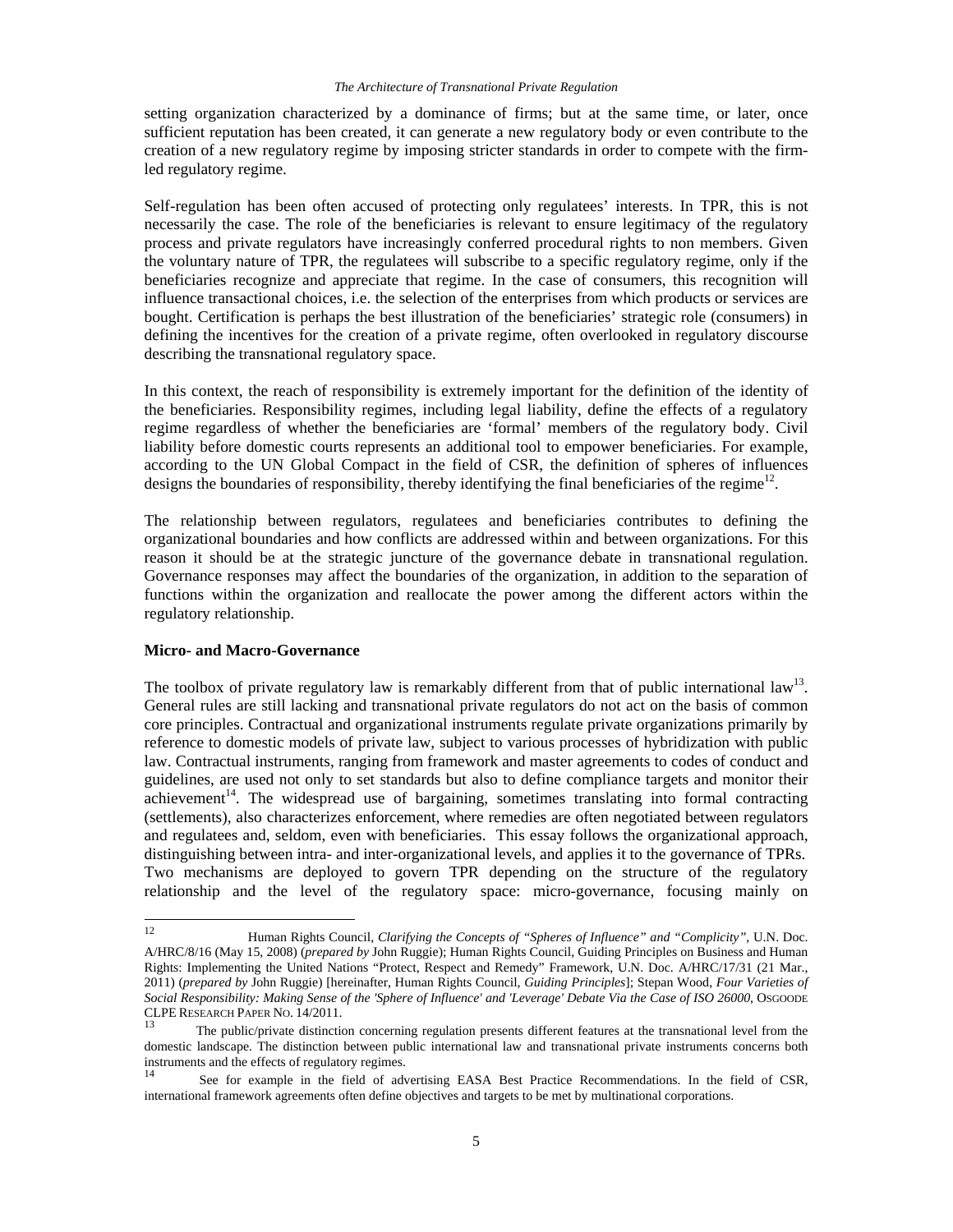setting organization characterized by a dominance of firms; but at the same time, or later, once sufficient reputation has been created, it can generate a new regulatory body or even contribute to the creation of a new regulatory regime by imposing stricter standards in order to compete with the firm-led regulatory regime.

Self-regulation has been often accused of protecting only regulatees' interests. In TPR, this is not necessarily the case. The role of the beneficiaries is relevant to ensure legitimacy of the regulatory process and private regulators have increasingly conferred procedural rights to non members. Given the voluntary nature of TPR, the regulatees will subscribe to a specific regulatory regime, only if the beneficiaries recognize and appreciate that regime. In the case of consumers, this recognition will influence transactional choices, i.e. the selection of the enterprises from which products or services are bought. Certification is perhaps the best illustration of the beneficiaries' strategic role (consumers) in defining the incentives for the creation of a private regime, often overlooked in regulatory discourse describing the transnational regulatory space.

In this context, the reach of responsibility is extremely important for the definition of the identity of the beneficiaries. Responsibility regimes, including legal liability, define the effects of a regulatory regime regardless of whether the beneficiaries are 'formal' members of the regulatory body. Civil liability before domestic courts represents an additional tool to empower beneficiaries. For example, according to the UN Global Compact in the field of CSR, the definition of spheres of influences designs the boundaries of responsibility, thereby identifying the final beneficiaries of the regime[12].

The relationship between regulators, regulatees and beneficiaries contributes to defining the organizational boundaries and how conflicts are addressed within and between organizations. For this reason it should be at the strategic juncture of the governance debate in transnational regulation. Governance responses may affect the boundaries of the organization, in addition to the separation of functions within the organization and reallocate the power among the different actors within the regulatory relationship.

### Micro- and Macro-Governance

The toolbox of private regulatory law is remarkably different from that of public international law[13]. General rules are still lacking and transnational private regulators do not act on the basis of common core principles. Contractual and organizational instruments regulate private organizations primarily by reference to domestic models of private law, subject to various processes of hybridization with public law. Contractual instruments, ranging from framework and master agreements to codes of conduct and guidelines, are used not only to set standards but also to define compliance targets and monitor their achievement[14]. The widespread use of bargaining, sometimes translating into formal contracting (settlements), also characterizes enforcement, where remedies are often negotiated between regulators and regulatees and, seldom, even with beneficiaries. This essay follows the organizational approach, distinguishing between intra- and inter-organizational levels, and applies it to the governance of TPRs. Two mechanisms are deployed to govern TPR depending on the structure of the regulatory relationship and the level of the regulatory space: micro-governance, focusing mainly on

---

[12] Human Rights Council, *Clarifying the Concepts of "Spheres of Influence" and "Complicity"*, U.N. Doc. A/HRC/8/16 (May 15, 2008) (*prepared by* John Ruggie); Human Rights Council, Guiding Principles on Business and Human Rights: Implementing the United Nations "Protect, Respect and Remedy" Framework, U.N. Doc. A/HRC/17/31 (21 Mar., 2011) (*prepared by* John Ruggie) [hereinafter, Human Rights Council, *Guiding Principles*]; Stepan Wood, *Four Varieties of Social Responsibility: Making Sense of the 'Sphere of Influence' and 'Leverage' Debate Via the Case of ISO 26000*, OSGOODE CLPE RESEARCH PAPER NO. 14/2011.

[13] The public/private distinction concerning regulation presents different features at the transnational level from the domestic landscape. The distinction between public international law and transnational private instruments concerns both instruments and the effects of regulatory regimes.

[14] See for example in the field of advertising EASA Best Practice Recommendations. In the field of CSR, international framework agreements often define objectives and targets to be met by multinational corporations.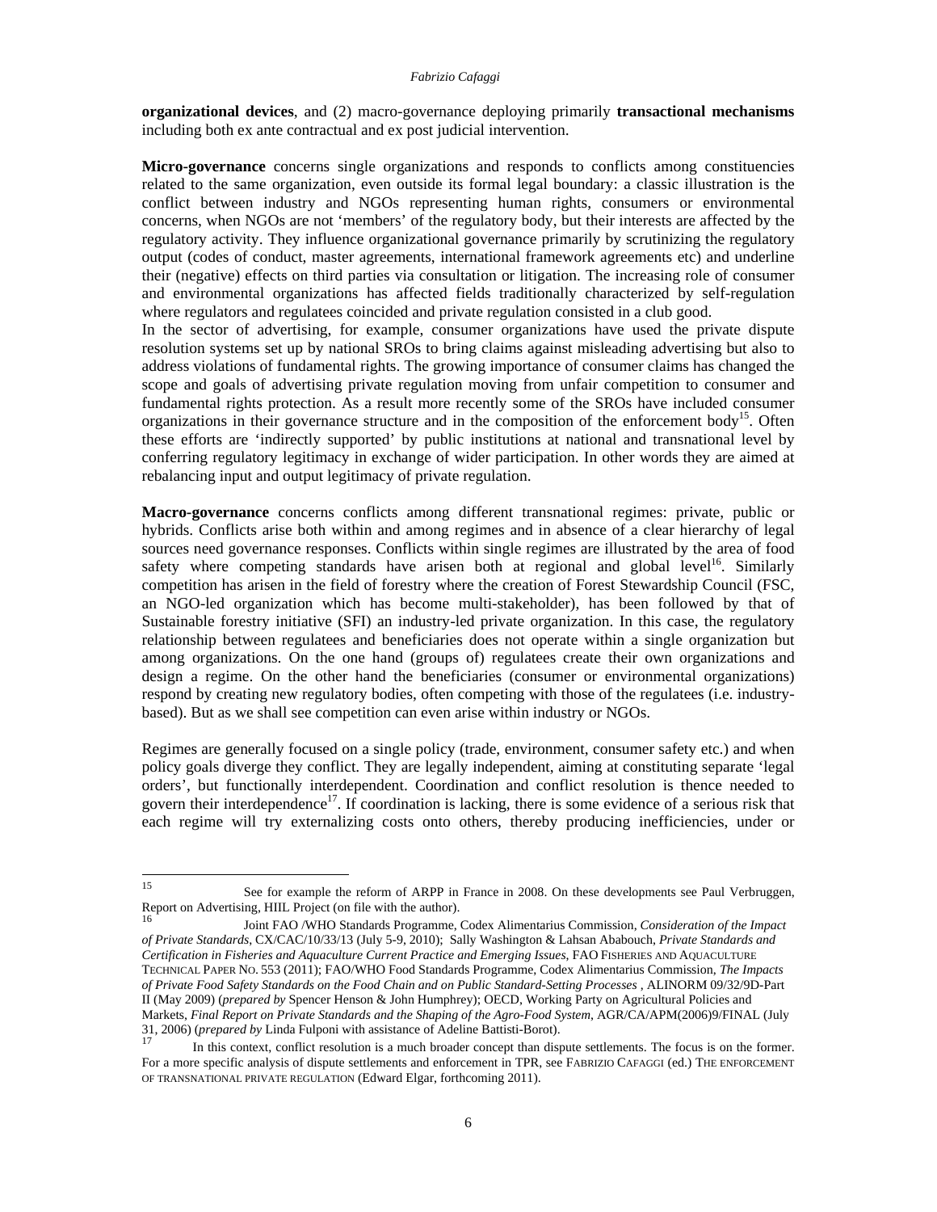**organizational devices**, and (2) macro-governance deploying primarily **transactional mechanisms** including both ex ante contractual and ex post judicial intervention.

**Micro-governance** concerns single organizations and responds to conflicts among constituencies related to the same organization, even outside its formal legal boundary: a classic illustration is the conflict between industry and NGOs representing human rights, consumers or environmental concerns, when NGOs are not 'members' of the regulatory body, but their interests are affected by the regulatory activity. They influence organizational governance primarily by scrutinizing the regulatory output (codes of conduct, master agreements, international framework agreements etc) and underline their (negative) effects on third parties via consultation or litigation. The increasing role of consumer and environmental organizations has affected fields traditionally characterized by self-regulation where regulators and regulatees coincided and private regulation consisted in a club good.

In the sector of advertising, for example, consumer organizations have used the private dispute resolution systems set up by national SROs to bring claims against misleading advertising but also to address violations of fundamental rights. The growing importance of consumer claims has changed the scope and goals of advertising private regulation moving from unfair competition to consumer and fundamental rights protection. As a result more recently some of the SROs have included consumer organizations in their governance structure and in the composition of the enforcement body[15]. Often these efforts are 'indirectly supported' by public institutions at national and transnational level by conferring regulatory legitimacy in exchange of wider participation. In other words they are aimed at rebalancing input and output legitimacy of private regulation.

**Macro-governance** concerns conflicts among different transnational regimes: private, public or hybrids. Conflicts arise both within and among regimes and in absence of a clear hierarchy of legal sources need governance responses. Conflicts within single regimes are illustrated by the area of food safety where competing standards have arisen both at regional and global level[16]. Similarly competition has arisen in the field of forestry where the creation of Forest Stewardship Council (FSC, an NGO-led organization which has become multi-stakeholder), has been followed by that of Sustainable forestry initiative (SFI) an industry-led private organization. In this case, the regulatory relationship between regulatees and beneficiaries does not operate within a single organization but among organizations. On the one hand (groups of) regulatees create their own organizations and design a regime. On the other hand the beneficiaries (consumer or environmental organizations) respond by creating new regulatory bodies, often competing with those of the regulatees (i.e. industry-based). But as we shall see competition can even arise within industry or NGOs.

Regimes are generally focused on a single policy (trade, environment, consumer safety etc.) and when policy goals diverge they conflict. They are legally independent, aiming at constituting separate 'legal orders', but functionally interdependent. Coordination and conflict resolution is thence needed to govern their interdependence[17]. If coordination is lacking, there is some evidence of a serious risk that each regime will try externalizing costs onto others, thereby producing inefficiencies, under or

---

[15] See for example the reform of ARPP in France in 2008. On these developments see Paul Verbruggen, Report on Advertising, HIIL Project (on file with the author).

[16] Joint FAO /WHO Standards Programme, Codex Alimentarius Commission, *Consideration of the Impact of Private Standards*, CX/CAC/10/33/13 (July 5-9, 2010); Sally Washington & Lahsan Ababouch, *Private Standards and Certification in Fisheries and Aquaculture Current Practice and Emerging Issues*, FAO FISHERIES AND AQUACULTURE TECHNICAL PAPER NO. 553 (2011); FAO/WHO Food Standards Programme, Codex Alimentarius Commission, *The Impacts of Private Food Safety Standards on the Food Chain and on Public Standard-Setting Processes* , ALINORM 09/32/9D-Part II (May 2009) (*prepared by* Spencer Henson & John Humphrey); OECD, Working Party on Agricultural Policies and Markets, *Final Report on Private Standards and the Shaping of the Agro-Food System*, AGR/CA/APM(2006)9/FINAL (July 31, 2006) (*prepared by* Linda Fulponi with assistance of Adeline Battisti-Borot).

[17] In this context, conflict resolution is a much broader concept than dispute settlements. The focus is on the former. For a more specific analysis of dispute settlements and enforcement in TPR, see FABRIZIO CAFAGGI (ed.) THE ENFORCEMENT OF TRANSNATIONAL PRIVATE REGULATION (Edward Elgar, forthcoming 2011).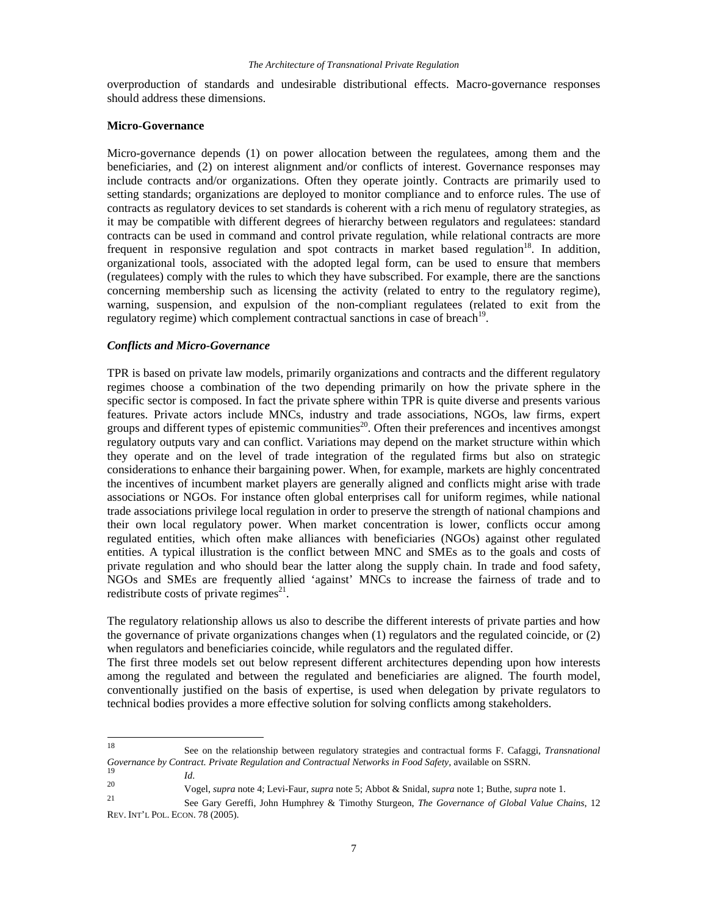overproduction of standards and undesirable distributional effects. Macro-governance responses should address these dimensions.

**Micro-Governance**

Micro-governance depends (1) on power allocation between the regulatees, among them and the beneficiaries, and (2) on interest alignment and/or conflicts of interest. Governance responses may include contracts and/or organizations. Often they operate jointly. Contracts are primarily used to setting standards; organizations are deployed to monitor compliance and to enforce rules. The use of contracts as regulatory devices to set standards is coherent with a rich menu of regulatory strategies, as it may be compatible with different degrees of hierarchy between regulators and regulatees: standard contracts can be used in command and control private regulation, while relational contracts are more frequent in responsive regulation and spot contracts in market based regulation[18]. In addition, organizational tools, associated with the adopted legal form, can be used to ensure that members (regulatees) comply with the rules to which they have subscribed. For example, there are the sanctions concerning membership such as licensing the activity (related to entry to the regulatory regime), warning, suspension, and expulsion of the non-compliant regulatees (related to exit from the regulatory regime) which complement contractual sanctions in case of breach[19].

***Conflicts and Micro-Governance***

TPR is based on private law models, primarily organizations and contracts and the different regulatory regimes choose a combination of the two depending primarily on how the private sphere in the specific sector is composed. In fact the private sphere within TPR is quite diverse and presents various features. Private actors include MNCs, industry and trade associations, NGOs, law firms, expert groups and different types of epistemic communities[20]. Often their preferences and incentives amongst regulatory outputs vary and can conflict. Variations may depend on the market structure within which they operate and on the level of trade integration of the regulated firms but also on strategic considerations to enhance their bargaining power. When, for example, markets are highly concentrated the incentives of incumbent market players are generally aligned and conflicts might arise with trade associations or NGOs. For instance often global enterprises call for uniform regimes, while national trade associations privilege local regulation in order to preserve the strength of national champions and their own local regulatory power. When market concentration is lower, conflicts occur among regulated entities, which often make alliances with beneficiaries (NGOs) against other regulated entities. A typical illustration is the conflict between MNC and SMEs as to the goals and costs of private regulation and who should bear the latter along the supply chain. In trade and food safety, NGOs and SMEs are frequently allied 'against' MNCs to increase the fairness of trade and to redistribute costs of private regimes[21].

The regulatory relationship allows us also to describe the different interests of private parties and how the governance of private organizations changes when (1) regulators and the regulated coincide, or (2) when regulators and beneficiaries coincide, while regulators and the regulated differ.

The first three models set out below represent different architectures depending upon how interests among the regulated and between the regulated and beneficiaries are aligned. The fourth model, conventionally justified on the basis of expertise, is used when delegation by private regulators to technical bodies provides a more effective solution for solving conflicts among stakeholders.

---

[18] See on the relationship between regulatory strategies and contractual forms F. Cafaggi, *Transnational Governance by Contract. Private Regulation and Contractual Networks in Food Safety*, available on SSRN.

[19] *Id*.

[20] Vogel, *supra* note 4; Levi-Faur, *supra* note 5; Abbot & Snidal, *supra* note 1; Buthe, *supra* note 1.

[21] See Gary Gereffi, John Humphrey & Timothy Sturgeon, *The Governance of Global Value Chains*, 12 REV. INT'L POL. ECON. 78 (2005).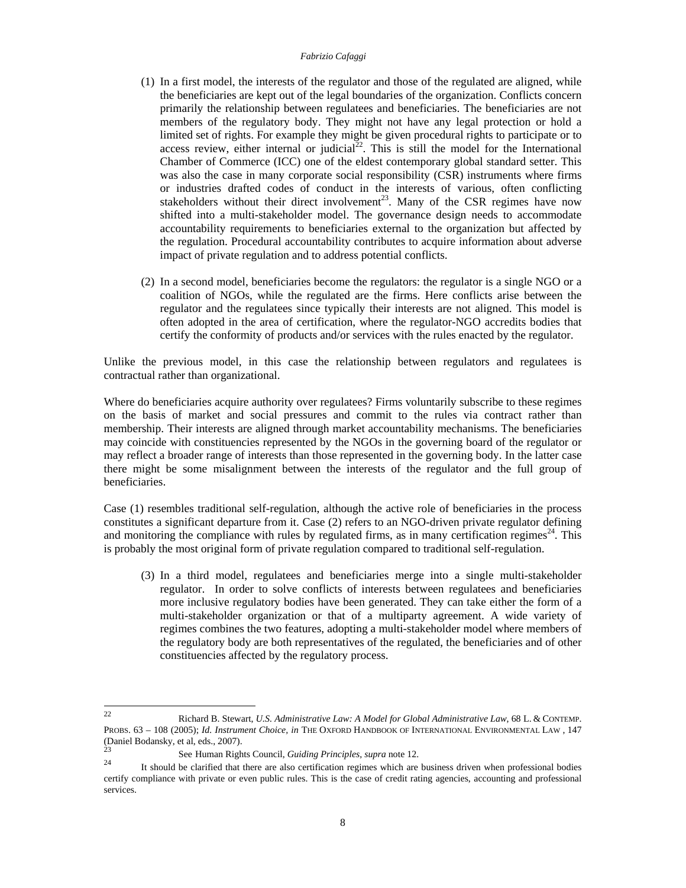(1) In a first model, the interests of the regulator and those of the regulated are aligned, while the beneficiaries are kept out of the legal boundaries of the organization. Conflicts concern primarily the relationship between regulatees and beneficiaries. The beneficiaries are not members of the regulatory body. They might not have any legal protection or hold a limited set of rights. For example they might be given procedural rights to participate or to access review, either internal or judicial[22]. This is still the model for the International Chamber of Commerce (ICC) one of the eldest contemporary global standard setter. This was also the case in many corporate social responsibility (CSR) instruments where firms or industries drafted codes of conduct in the interests of various, often conflicting stakeholders without their direct involvement[23]. Many of the CSR regimes have now shifted into a multi-stakeholder model. The governance design needs to accommodate accountability requirements to beneficiaries external to the organization but affected by the regulation. Procedural accountability contributes to acquire information about adverse impact of private regulation and to address potential conflicts.

(2) In a second model, beneficiaries become the regulators: the regulator is a single NGO or a coalition of NGOs, while the regulated are the firms. Here conflicts arise between the regulator and the regulatees since typically their interests are not aligned. This model is often adopted in the area of certification, where the regulator-NGO accredits bodies that certify the conformity of products and/or services with the rules enacted by the regulator.

Unlike the previous model, in this case the relationship between regulators and regulatees is contractual rather than organizational.

Where do beneficiaries acquire authority over regulatees? Firms voluntarily subscribe to these regimes on the basis of market and social pressures and commit to the rules via contract rather than membership. Their interests are aligned through market accountability mechanisms. The beneficiaries may coincide with constituencies represented by the NGOs in the governing board of the regulator or may reflect a broader range of interests than those represented in the governing body. In the latter case there might be some misalignment between the interests of the regulator and the full group of beneficiaries.

Case (1) resembles traditional self-regulation, although the active role of beneficiaries in the process constitutes a significant departure from it. Case (2) refers to an NGO-driven private regulator defining and monitoring the compliance with rules by regulated firms, as in many certification regimes[24]. This is probably the most original form of private regulation compared to traditional self-regulation.

(3) In a third model, regulatees and beneficiaries merge into a single multi-stakeholder regulator. In order to solve conflicts of interests between regulatees and beneficiaries more inclusive regulatory bodies have been generated. They can take either the form of a multi-stakeholder organization or that of a multiparty agreement. A wide variety of regimes combines the two features, adopting a multi-stakeholder model where members of the regulatory body are both representatives of the regulated, the beneficiaries and of other constituencies affected by the regulatory process.

---

[22] Richard B. Stewart, *U.S. Administrative Law: A Model for Global Administrative Law*, 68 L. & CONTEMP. PROBS. 63 – 108 (2005); *Id. Instrument Choice, in* THE OXFORD HANDBOOK OF INTERNATIONAL ENVIRONMENTAL LAW , 147 (Daniel Bodansky, et al, eds., 2007).

[23] See Human Rights Council, *Guiding Principles*, *supra* note 12.

[24] It should be clarified that there are also certification regimes which are business driven when professional bodies certify compliance with private or even public rules. This is the case of credit rating agencies, accounting and professional services.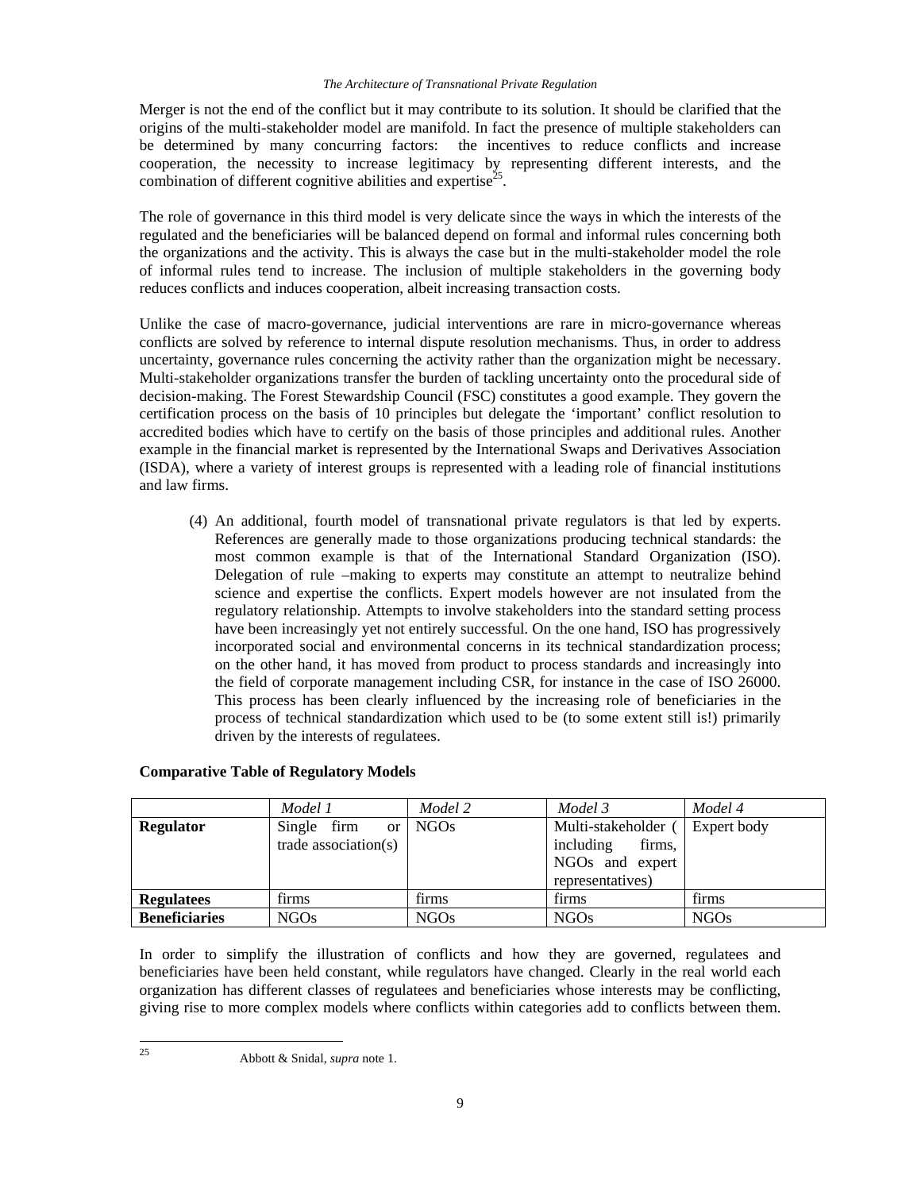Merger is not the end of the conflict but it may contribute to its solution. It should be clarified that the origins of the multi-stakeholder model are manifold. In fact the presence of multiple stakeholders can be determined by many concurring factors: the incentives to reduce conflicts and increase cooperation, the necessity to increase legitimacy by representing different interests, and the combination of different cognitive abilities and expertise[25].

The role of governance in this third model is very delicate since the ways in which the interests of the regulated and the beneficiaries will be balanced depend on formal and informal rules concerning both the organizations and the activity. This is always the case but in the multi-stakeholder model the role of informal rules tend to increase. The inclusion of multiple stakeholders in the governing body reduces conflicts and induces cooperation, albeit increasing transaction costs.

Unlike the case of macro-governance, judicial interventions are rare in micro-governance whereas conflicts are solved by reference to internal dispute resolution mechanisms. Thus, in order to address uncertainty, governance rules concerning the activity rather than the organization might be necessary. Multi-stakeholder organizations transfer the burden of tackling uncertainty onto the procedural side of decision-making. The Forest Stewardship Council (FSC) constitutes a good example. They govern the certification process on the basis of 10 principles but delegate the 'important' conflict resolution to accredited bodies which have to certify on the basis of those principles and additional rules. Another example in the financial market is represented by the International Swaps and Derivatives Association (ISDA), where a variety of interest groups is represented with a leading role of financial institutions and law firms.

(4) An additional, fourth model of transnational private regulators is that led by experts. References are generally made to those organizations producing technical standards: the most common example is that of the International Standard Organization (ISO). Delegation of rule –making to experts may constitute an attempt to neutralize behind science and expertise the conflicts. Expert models however are not insulated from the regulatory relationship. Attempts to involve stakeholders into the standard setting process have been increasingly yet not entirely successful. On the one hand, ISO has progressively incorporated social and environmental concerns in its technical standardization process; on the other hand, it has moved from product to process standards and increasingly into the field of corporate management including CSR, for instance in the case of ISO 26000. This process has been clearly influenced by the increasing role of beneficiaries in the process of technical standardization which used to be (to some extent still is!) primarily driven by the interests of regulatees.

**Comparative Table of Regulatory Models**

| | *Model 1* | *Model 2* | *Model 3* | *Model 4* |
|---|---|---|---|---|
| **Regulator** | Single firm or trade association(s) | NGOs | Multi-stakeholder ( including firms, NGOs and expert representatives) | Expert body |
| **Regulatees** | firms | firms | firms | firms |
| **Beneficiaries** | NGOs | NGOs | NGOs | NGOs |

In order to simplify the illustration of conflicts and how they are governed, regulatees and beneficiaries have been held constant, while regulators have changed. Clearly in the real world each organization has different classes of regulatees and beneficiaries whose interests may be conflicting, giving rise to more complex models where conflicts within categories add to conflicts between them.

---

[25] Abbott & Snidal, *supra* note 1.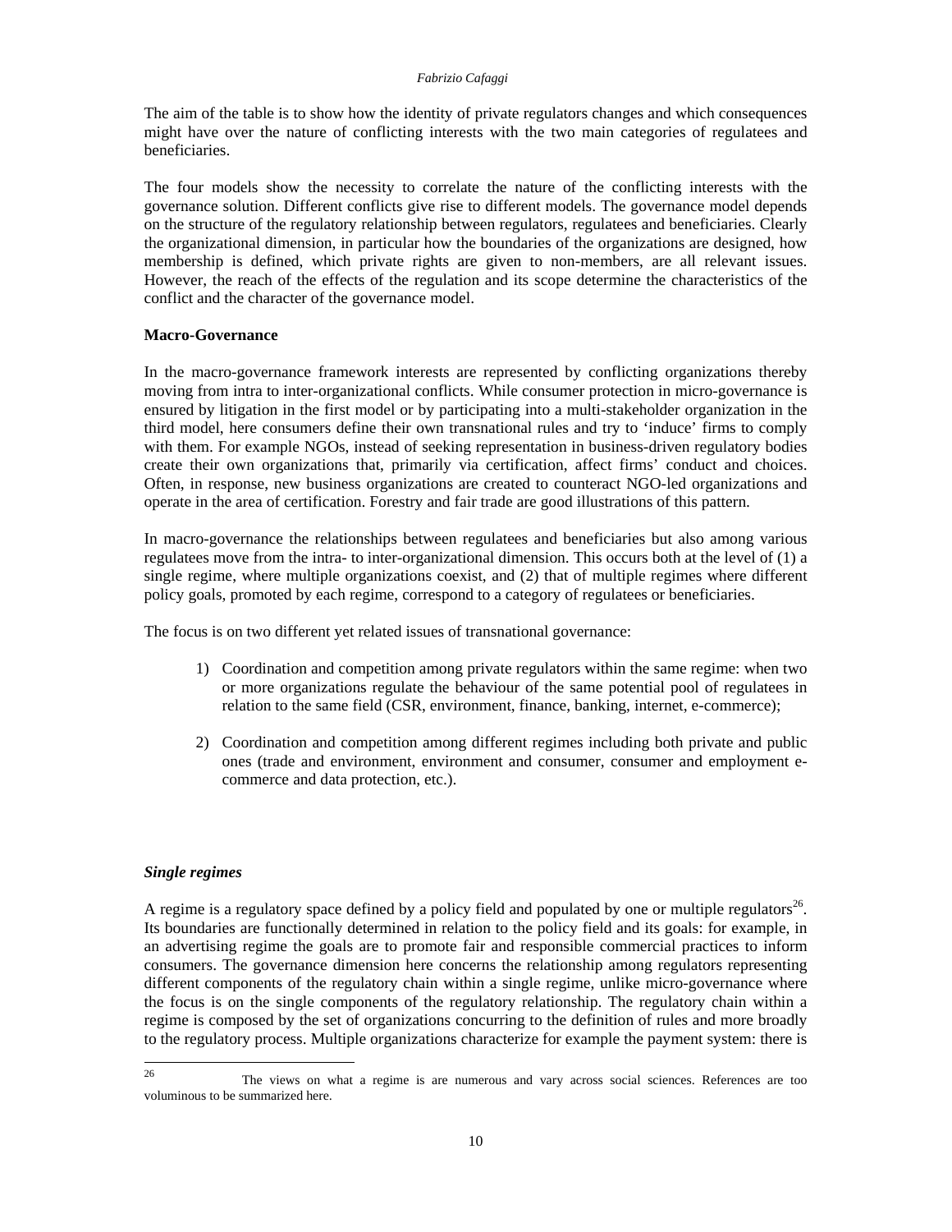The aim of the table is to show how the identity of private regulators changes and which consequences might have over the nature of conflicting interests with the two main categories of regulatees and beneficiaries.

The four models show the necessity to correlate the nature of the conflicting interests with the governance solution. Different conflicts give rise to different models. The governance model depends on the structure of the regulatory relationship between regulators, regulatees and beneficiaries. Clearly the organizational dimension, in particular how the boundaries of the organizations are designed, how membership is defined, which private rights are given to non-members, are all relevant issues. However, the reach of the effects of the regulation and its scope determine the characteristics of the conflict and the character of the governance model.

**Macro-Governance**

In the macro-governance framework interests are represented by conflicting organizations thereby moving from intra to inter-organizational conflicts. While consumer protection in micro-governance is ensured by litigation in the first model or by participating into a multi-stakeholder organization in the third model, here consumers define their own transnational rules and try to 'induce' firms to comply with them. For example NGOs, instead of seeking representation in business-driven regulatory bodies create their own organizations that, primarily via certification, affect firms' conduct and choices. Often, in response, new business organizations are created to counteract NGO-led organizations and operate in the area of certification. Forestry and fair trade are good illustrations of this pattern.

In macro-governance the relationships between regulatees and beneficiaries but also among various regulatees move from the intra- to inter-organizational dimension. This occurs both at the level of (1) a single regime, where multiple organizations coexist, and (2) that of multiple regimes where different policy goals, promoted by each regime, correspond to a category of regulatees or beneficiaries.

The focus is on two different yet related issues of transnational governance:

1) Coordination and competition among private regulators within the same regime: when two or more organizations regulate the behaviour of the same potential pool of regulatees in relation to the same field (CSR, environment, finance, banking, internet, e-commerce);

2) Coordination and competition among different regimes including both private and public ones (trade and environment, environment and consumer, consumer and employment e-commerce and data protection, etc.).

***Single regimes***

A regime is a regulatory space defined by a policy field and populated by one or multiple regulators[26]. Its boundaries are functionally determined in relation to the policy field and its goals: for example, in an advertising regime the goals are to promote fair and responsible commercial practices to inform consumers. The governance dimension here concerns the relationship among regulators representing different components of the regulatory chain within a single regime, unlike micro-governance where the focus is on the single components of the regulatory relationship. The regulatory chain within a regime is composed by the set of organizations concurring to the definition of rules and more broadly to the regulatory process. Multiple organizations characterize for example the payment system: there is

---

[26] The views on what a regime is are numerous and vary across social sciences. References are too voluminous to be summarized here.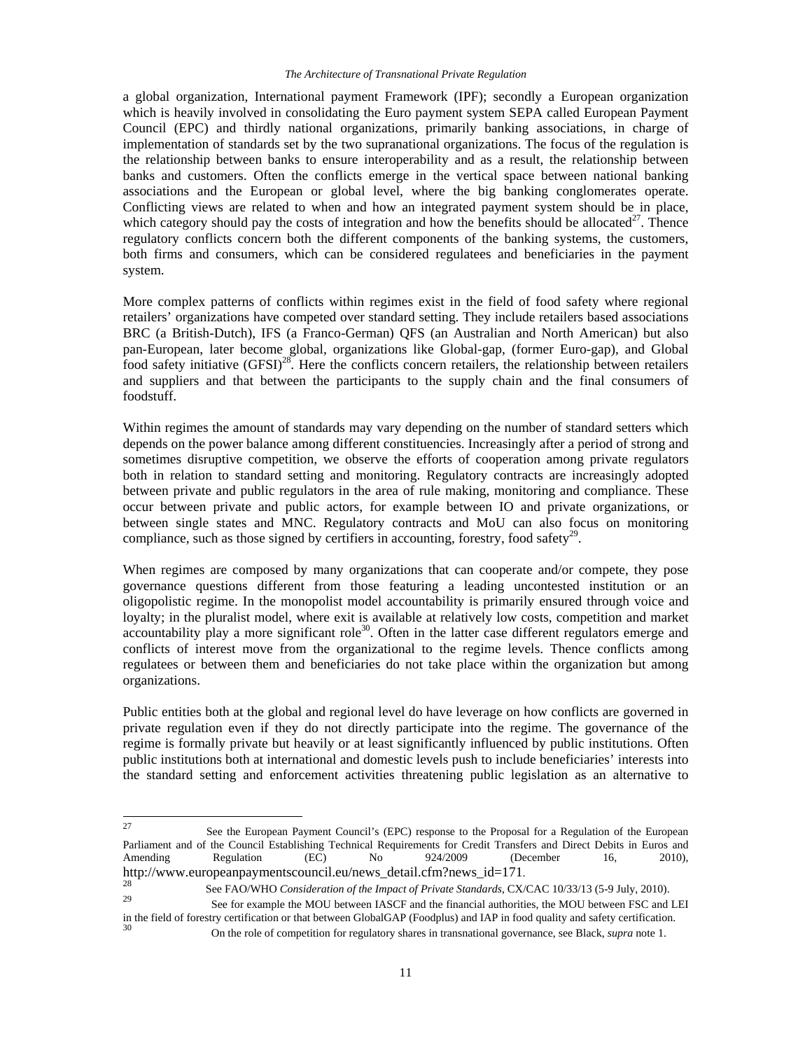a global organization, International payment Framework (IPF); secondly a European organization which is heavily involved in consolidating the Euro payment system SEPA called European Payment Council (EPC) and thirdly national organizations, primarily banking associations, in charge of implementation of standards set by the two supranational organizations. The focus of the regulation is the relationship between banks to ensure interoperability and as a result, the relationship between banks and customers. Often the conflicts emerge in the vertical space between national banking associations and the European or global level, where the big banking conglomerates operate. Conflicting views are related to when and how an integrated payment system should be in place, which category should pay the costs of integration and how the benefits should be allocated[27]. Thence regulatory conflicts concern both the different components of the banking systems, the customers, both firms and consumers, which can be considered regulatees and beneficiaries in the payment system.

More complex patterns of conflicts within regimes exist in the field of food safety where regional retailers' organizations have competed over standard setting. They include retailers based associations BRC (a British-Dutch), IFS (a Franco-German) QFS (an Australian and North American) but also pan-European, later become global, organizations like Global-gap, (former Euro-gap), and Global food safety initiative (GFSI)[28]. Here the conflicts concern retailers, the relationship between retailers and suppliers and that between the participants to the supply chain and the final consumers of foodstuff.

Within regimes the amount of standards may vary depending on the number of standard setters which depends on the power balance among different constituencies. Increasingly after a period of strong and sometimes disruptive competition, we observe the efforts of cooperation among private regulators both in relation to standard setting and monitoring. Regulatory contracts are increasingly adopted between private and public regulators in the area of rule making, monitoring and compliance. These occur between private and public actors, for example between IO and private organizations, or between single states and MNC. Regulatory contracts and MoU can also focus on monitoring compliance, such as those signed by certifiers in accounting, forestry, food safety[29].

When regimes are composed by many organizations that can cooperate and/or compete, they pose governance questions different from those featuring a leading uncontested institution or an oligopolistic regime. In the monopolist model accountability is primarily ensured through voice and loyalty; in the pluralist model, where exit is available at relatively low costs, competition and market accountability play a more significant role[30]. Often in the latter case different regulators emerge and conflicts of interest move from the organizational to the regime levels. Thence conflicts among regulatees or between them and beneficiaries do not take place within the organization but among organizations.

Public entities both at the global and regional level do have leverage on how conflicts are governed in private regulation even if they do not directly participate into the regime. The governance of the regime is formally private but heavily or at least significantly influenced by public institutions. Often public institutions both at international and domestic levels push to include beneficiaries' interests into the standard setting and enforcement activities threatening public legislation as an alternative to

---

[27] See the European Payment Council's (EPC) response to the Proposal for a Regulation of the European Parliament and of the Council Establishing Technical Requirements for Credit Transfers and Direct Debits in Euros and Amending Regulation (EC) No 924/2009 (December 16, 2010), http://www.europeanpaymentscouncil.eu/news_detail.cfm?news_id=171.

[28] See FAO/WHO *Consideration of the Impact of Private Standards*, CX/CAC 10/33/13 (5-9 July, 2010).

[29] See for example the MOU between IASCF and the financial authorities, the MOU between FSC and LEI in the field of forestry certification or that between GlobalGAP (Foodplus) and IAP in food quality and safety certification.

[30] On the role of competition for regulatory shares in transnational governance, see Black, *supra* note 1.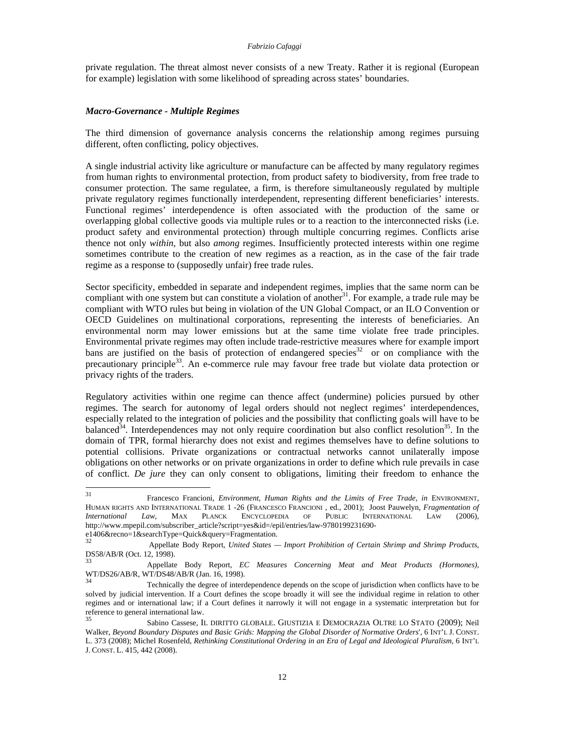private regulation. The threat almost never consists of a new Treaty. Rather it is regional (European for example) legislation with some likelihood of spreading across states' boundaries.

### *Macro-Governance - Multiple Regimes*

The third dimension of governance analysis concerns the relationship among regimes pursuing different, often conflicting, policy objectives.

A single industrial activity like agriculture or manufacture can be affected by many regulatory regimes from human rights to environmental protection, from product safety to biodiversity, from free trade to consumer protection. The same regulatee, a firm, is therefore simultaneously regulated by multiple private regulatory regimes functionally interdependent, representing different beneficiaries' interests. Functional regimes' interdependence is often associated with the production of the same or overlapping global collective goods via multiple rules or to a reaction to the interconnected risks (i.e. product safety and environmental protection) through multiple concurring regimes. Conflicts arise thence not only *within*, but also *among* regimes. Insufficiently protected interests within one regime sometimes contribute to the creation of new regimes as a reaction, as in the case of the fair trade regime as a response to (supposedly unfair) free trade rules.

Sector specificity, embedded in separate and independent regimes, implies that the same norm can be compliant with one system but can constitute a violation of another[31]. For example, a trade rule may be compliant with WTO rules but being in violation of the UN Global Compact, or an ILO Convention or OECD Guidelines on multinational corporations, representing the interests of beneficiaries. An environmental norm may lower emissions but at the same time violate free trade principles. Environmental private regimes may often include trade-restrictive measures where for example import bans are justified on the basis of protection of endangered species[32] or on compliance with the precautionary principle[33]. An e-commerce rule may favour free trade but violate data protection or privacy rights of the traders.

Regulatory activities within one regime can thence affect (undermine) policies pursued by other regimes. The search for autonomy of legal orders should not neglect regimes' interdependences, especially related to the integration of policies and the possibility that conflicting goals will have to be balanced[34]. Interdependences may not only require coordination but also conflict resolution[35]. In the domain of TPR, formal hierarchy does not exist and regimes themselves have to define solutions to potential collisions. Private organizations or contractual networks cannot unilaterally impose obligations on other networks or on private organizations in order to define which rule prevails in case of conflict. *De jure* they can only consent to obligations, limiting their freedom to enhance the

---

[31] Francesco Francioni, *Environment, Human Rights and the Limits of Free Trade*, *in* ENVIRONMENT, HUMAN RIGHTS AND INTERNATIONAL TRADE 1 -26 (FRANCESCO FRANCIONI , ed., 2001); Joost Pauwelyn, *Fragmentation of International Law*, MAX PLANCK ENCYCLOPEDIA OF PUBLIC INTERNATIONAL LAW (2006), http://www.mpepil.com/subscriber_article?script=yes&id=/epil/entries/law-9780199231690-e1406&recno=1&searchType=Quick&query=Fragmentation.

[32] Appellate Body Report, *United States — Import Prohibition of Certain Shrimp and Shrimp Products*, DS58/AB/R (Oct. 12, 1998).

[33] Appellate Body Report, *EC Measures Concerning Meat and Meat Products (Hormones)*, WT/DS26/AB/R, WT/DS48/AB/R (Jan. 16, 1998).

[34] Technically the degree of interdependence depends on the scope of jurisdiction when conflicts have to be solved by judicial intervention. If a Court defines the scope broadly it will see the individual regime in relation to other regimes and or international law; if a Court defines it narrowly it will not engage in a systematic interpretation but for reference to general international law.

[35] Sabino Cassese, IL DIRITTO GLOBALE. GIUSTIZIA E DEMOCRAZIA OLTRE LO STATO (2009); Neil Walker, *Beyond Boundary Disputes and Basic Grids: Mapping the Global Disorder of Normative Orders*', 6 INT'L J. CONST. L. 373 (2008); Michel Rosenfeld, *Rethinking Constitutional Ordering in an Era of Legal and Ideological Pluralism*, 6 INT'L J. CONST. L. 415, 442 (2008).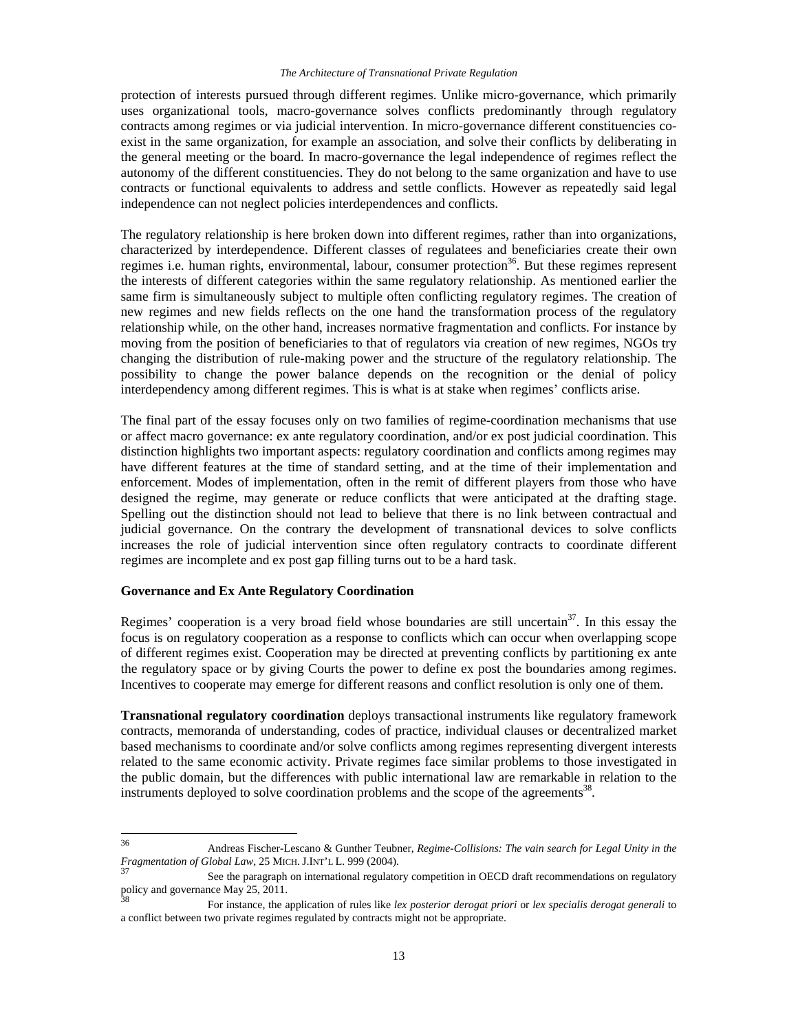protection of interests pursued through different regimes. Unlike micro-governance, which primarily uses organizational tools, macro-governance solves conflicts predominantly through regulatory contracts among regimes or via judicial intervention. In micro-governance different constituencies co-exist in the same organization, for example an association, and solve their conflicts by deliberating in the general meeting or the board. In macro-governance the legal independence of regimes reflect the autonomy of the different constituencies. They do not belong to the same organization and have to use contracts or functional equivalents to address and settle conflicts. However as repeatedly said legal independence can not neglect policies interdependences and conflicts.

The regulatory relationship is here broken down into different regimes, rather than into organizations, characterized by interdependence. Different classes of regulatees and beneficiaries create their own regimes i.e. human rights, environmental, labour, consumer protection[36]. But these regimes represent the interests of different categories within the same regulatory relationship. As mentioned earlier the same firm is simultaneously subject to multiple often conflicting regulatory regimes. The creation of new regimes and new fields reflects on the one hand the transformation process of the regulatory relationship while, on the other hand, increases normative fragmentation and conflicts. For instance by moving from the position of beneficiaries to that of regulators via creation of new regimes, NGOs try changing the distribution of rule-making power and the structure of the regulatory relationship. The possibility to change the power balance depends on the recognition or the denial of policy interdependency among different regimes. This is what is at stake when regimes' conflicts arise.

The final part of the essay focuses only on two families of regime-coordination mechanisms that use or affect macro governance: ex ante regulatory coordination, and/or ex post judicial coordination. This distinction highlights two important aspects: regulatory coordination and conflicts among regimes may have different features at the time of standard setting, and at the time of their implementation and enforcement. Modes of implementation, often in the remit of different players from those who have designed the regime, may generate or reduce conflicts that were anticipated at the drafting stage. Spelling out the distinction should not lead to believe that there is no link between contractual and judicial governance. On the contrary the development of transnational devices to solve conflicts increases the role of judicial intervention since often regulatory contracts to coordinate different regimes are incomplete and ex post gap filling turns out to be a hard task.

### Governance and Ex Ante Regulatory Coordination

Regimes' cooperation is a very broad field whose boundaries are still uncertain[37]. In this essay the focus is on regulatory cooperation as a response to conflicts which can occur when overlapping scope of different regimes exist. Cooperation may be directed at preventing conflicts by partitioning ex ante the regulatory space or by giving Courts the power to define ex post the boundaries among regimes. Incentives to cooperate may emerge for different reasons and conflict resolution is only one of them.

**Transnational regulatory coordination** deploys transactional instruments like regulatory framework contracts, memoranda of understanding, codes of practice, individual clauses or decentralized market based mechanisms to coordinate and/or solve conflicts among regimes representing divergent interests related to the same economic activity. Private regimes face similar problems to those investigated in the public domain, but the differences with public international law are remarkable in relation to the instruments deployed to solve coordination problems and the scope of the agreements[38].

---

[36] Andreas Fischer-Lescano & Gunther Teubner, *Regime-Collisions: The vain search for Legal Unity in the Fragmentation of Global Law*, 25 MICH. J.INT'L L. 999 (2004).

[37] See the paragraph on international regulatory competition in OECD draft recommendations on regulatory policy and governance May 25, 2011.

[38] For instance, the application of rules like *lex posterior derogat priori* or *lex specialis derogat generali* to a conflict between two private regimes regulated by contracts might not be appropriate.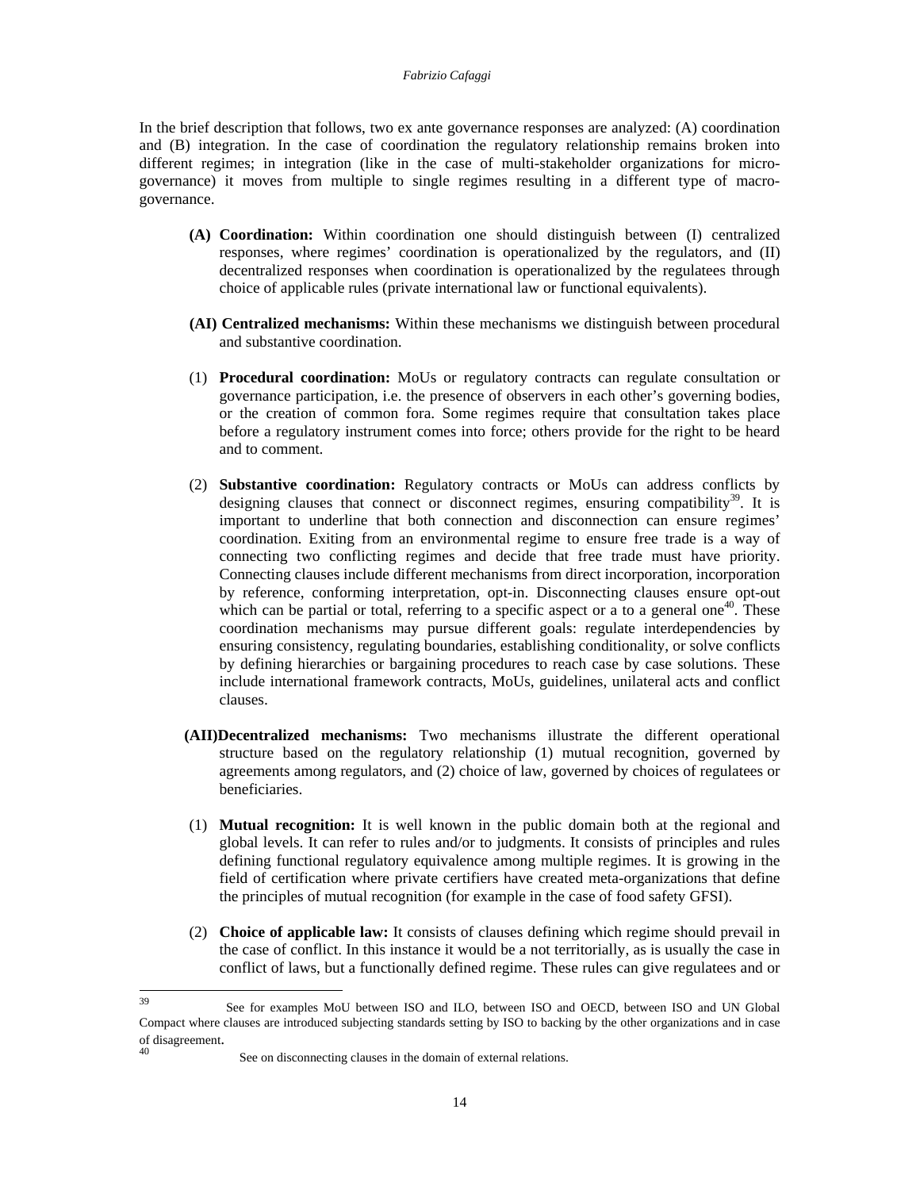In the brief description that follows, two ex ante governance responses are analyzed: (A) coordination and (B) integration. In the case of coordination the regulatory relationship remains broken into different regimes; in integration (like in the case of multi-stakeholder organizations for micro-governance) it moves from multiple to single regimes resulting in a different type of macro-governance.

**(A) Coordination:** Within coordination one should distinguish between (I) centralized responses, where regimes' coordination is operationalized by the regulators, and (II) decentralized responses when coordination is operationalized by the regulatees through choice of applicable rules (private international law or functional equivalents).

**(AI) Centralized mechanisms:** Within these mechanisms we distinguish between procedural and substantive coordination.

(1) **Procedural coordination:** MoUs or regulatory contracts can regulate consultation or governance participation, i.e. the presence of observers in each other's governing bodies, or the creation of common fora. Some regimes require that consultation takes place before a regulatory instrument comes into force; others provide for the right to be heard and to comment.

(2) **Substantive coordination:** Regulatory contracts or MoUs can address conflicts by designing clauses that connect or disconnect regimes, ensuring compatibility[39]. It is important to underline that both connection and disconnection can ensure regimes' coordination. Exiting from an environmental regime to ensure free trade is a way of connecting two conflicting regimes and decide that free trade must have priority. Connecting clauses include different mechanisms from direct incorporation, incorporation by reference, conforming interpretation, opt-in. Disconnecting clauses ensure opt-out which can be partial or total, referring to a specific aspect or a to a general one[40]. These coordination mechanisms may pursue different goals: regulate interdependencies by ensuring consistency, regulating boundaries, establishing conditionality, or solve conflicts by defining hierarchies or bargaining procedures to reach case by case solutions. These include international framework contracts, MoUs, guidelines, unilateral acts and conflict clauses.

**(AII) Decentralized mechanisms:** Two mechanisms illustrate the different operational structure based on the regulatory relationship (1) mutual recognition, governed by agreements among regulators, and (2) choice of law, governed by choices of regulatees or beneficiaries.

(1) **Mutual recognition:** It is well known in the public domain both at the regional and global levels. It can refer to rules and/or to judgments. It consists of principles and rules defining functional regulatory equivalence among multiple regimes. It is growing in the field of certification where private certifiers have created meta-organizations that define the principles of mutual recognition (for example in the case of food safety GFSI).

(2) **Choice of applicable law:** It consists of clauses defining which regime should prevail in the case of conflict. In this instance it would be a not territorially, as is usually the case in conflict of laws, but a functionally defined regime. These rules can give regulatees and or

---

[39] See for examples MoU between ISO and ILO, between ISO and OECD, between ISO and UN Global Compact where clauses are introduced subjecting standards setting by ISO to backing by the other organizations and in case of disagreement.

[40] See on disconnecting clauses in the domain of external relations.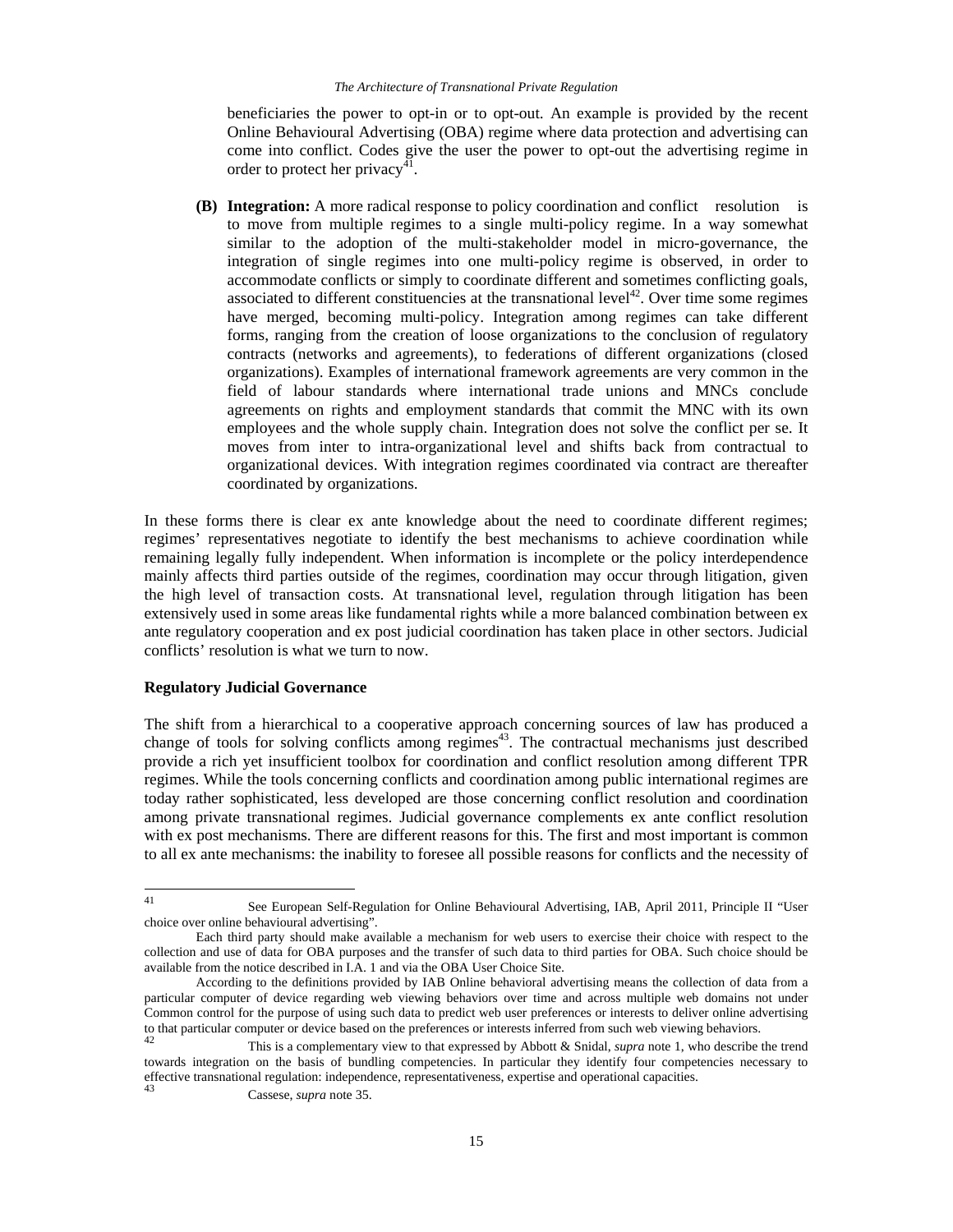beneficiaries the power to opt-in or to opt-out. An example is provided by the recent Online Behavioural Advertising (OBA) regime where data protection and advertising can come into conflict. Codes give the user the power to opt-out the advertising regime in order to protect her privacy[41].

**(B) Integration:** A more radical response to policy coordination and conflict resolution is to move from multiple regimes to a single multi-policy regime. In a way somewhat similar to the adoption of the multi-stakeholder model in micro-governance, the integration of single regimes into one multi-policy regime is observed, in order to accommodate conflicts or simply to coordinate different and sometimes conflicting goals, associated to different constituencies at the transnational level[42]. Over time some regimes have merged, becoming multi-policy. Integration among regimes can take different forms, ranging from the creation of loose organizations to the conclusion of regulatory contracts (networks and agreements), to federations of different organizations (closed organizations). Examples of international framework agreements are very common in the field of labour standards where international trade unions and MNCs conclude agreements on rights and employment standards that commit the MNC with its own employees and the whole supply chain. Integration does not solve the conflict per se. It moves from inter to intra-organizational level and shifts back from contractual to organizational devices. With integration regimes coordinated via contract are thereafter coordinated by organizations.

In these forms there is clear ex ante knowledge about the need to coordinate different regimes; regimes' representatives negotiate to identify the best mechanisms to achieve coordination while remaining legally fully independent. When information is incomplete or the policy interdependence mainly affects third parties outside of the regimes, coordination may occur through litigation, given the high level of transaction costs. At transnational level, regulation through litigation has been extensively used in some areas like fundamental rights while a more balanced combination between ex ante regulatory cooperation and ex post judicial coordination has taken place in other sectors. Judicial conflicts' resolution is what we turn to now.

**Regulatory Judicial Governance**

The shift from a hierarchical to a cooperative approach concerning sources of law has produced a change of tools for solving conflicts among regimes[43]. The contractual mechanisms just described provide a rich yet insufficient toolbox for coordination and conflict resolution among different TPR regimes. While the tools concerning conflicts and coordination among public international regimes are today rather sophisticated, less developed are those concerning conflict resolution and coordination among private transnational regimes. Judicial governance complements ex ante conflict resolution with ex post mechanisms. There are different reasons for this. The first and most important is common to all ex ante mechanisms: the inability to foresee all possible reasons for conflicts and the necessity of

---

[41] See European Self-Regulation for Online Behavioural Advertising, IAB, April 2011, Principle II "User choice over online behaviour advertising".

Each third party should make available a mechanism for web users to exercise their choice with respect to the collection and use of data for OBA purposes and the transfer of such data to third parties for OBA. Such choice should be available from the notice described in I.A. 1 and via the OBA User Choice Site.

According to the definitions provided by IAB Online behavioral advertising means the collection of data from a particular computer of device regarding web viewing behaviors over time and across multiple web domains not under Common control for the purpose of using such data to predict web user preferences or interests to deliver online advertising to that particular computer or device based on the preferences or interests inferred from such web viewing behaviors.

[42] This is a complementary view to that expressed by Abbott & Snidal, *supra* note 1, who describe the trend towards integration on the basis of bundling competencies. In particular they identify four competencies necessary to effective transnational regulation: independence, representativeness, expertise and operational capacities.

[43] Cassese, *supra* note 35.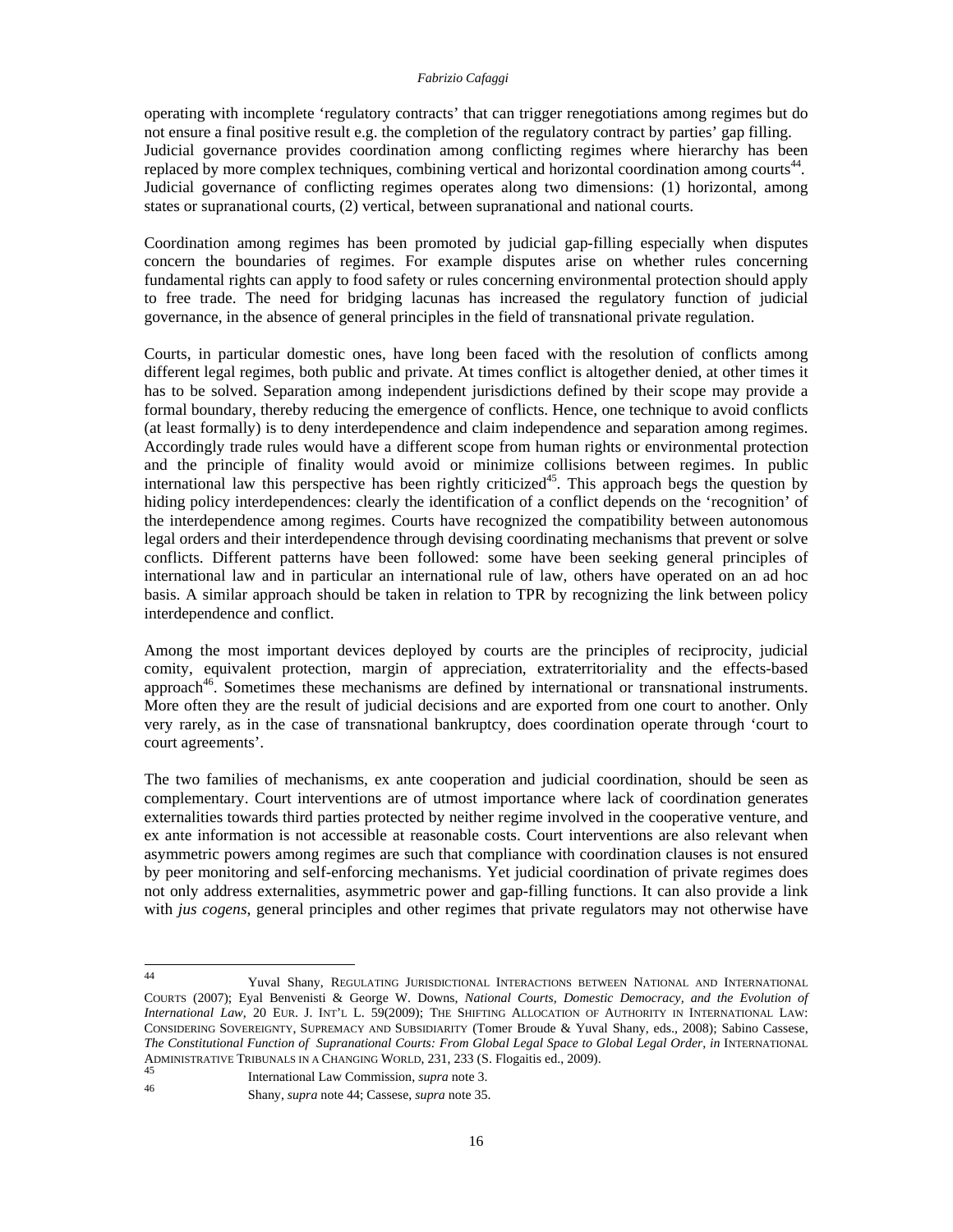operating with incomplete 'regulatory contracts' that can trigger renegotiations among regimes but do not ensure a final positive result e.g. the completion of the regulatory contract by parties' gap filling. Judicial governance provides coordination among conflicting regimes where hierarchy has been replaced by more complex techniques, combining vertical and horizontal coordination among courts[44]. Judicial governance of conflicting regimes operates along two dimensions: (1) horizontal, among states or supranational courts, (2) vertical, between supranational and national courts.

Coordination among regimes has been promoted by judicial gap-filling especially when disputes concern the boundaries of regimes. For example disputes arise on whether rules concerning fundamental rights can apply to food safety or rules concerning environmental protection should apply to free trade. The need for bridging lacunas has increased the regulatory function of judicial governance, in the absence of general principles in the field of transnational private regulation.

Courts, in particular domestic ones, have long been faced with the resolution of conflicts among different legal regimes, both public and private. At times conflict is altogether denied, at other times it has to be solved. Separation among independent jurisdictions defined by their scope may provide a formal boundary, thereby reducing the emergence of conflicts. Hence, one technique to avoid conflicts (at least formally) is to deny interdependence and claim independence and separation among regimes. Accordingly trade rules would have a different scope from human rights or environmental protection and the principle of finality would avoid or minimize collisions between regimes. In public international law this perspective has been rightly criticized[45]. This approach begs the question by hiding policy interdependences: clearly the identification of a conflict depends on the 'recognition' of the interdependence among regimes. Courts have recognized the compatibility between autonomous legal orders and their interdependence through devising coordinating mechanisms that prevent or solve conflicts. Different patterns have been followed: some have been seeking general principles of international law and in particular an international rule of law, others have operated on an ad hoc basis. A similar approach should be taken in relation to TPR by recognizing the link between policy interdependence and conflict.

Among the most important devices deployed by courts are the principles of reciprocity, judicial comity, equivalent protection, margin of appreciation, extraterritoriality and the effects-based approach[46]. Sometimes these mechanisms are defined by international or transnational instruments. More often they are the result of judicial decisions and are exported from one court to another. Only very rarely, as in the case of transnational bankruptcy, does coordination operate through 'court to court agreements'.

The two families of mechanisms, ex ante cooperation and judicial coordination, should be seen as complementary. Court interventions are of utmost importance where lack of coordination generates externalities towards third parties protected by neither regime involved in the cooperative venture, and ex ante information is not accessible at reasonable costs. Court interventions are also relevant when asymmetric powers among regimes are such that compliance with coordination clauses is not ensured by peer monitoring and self-enforcing mechanisms. Yet judicial coordination of private regimes does not only address externalities, asymmetric power and gap-filling functions. It can also provide a link with *jus cogens*, general principles and other regimes that private regulators may not otherwise have

---

[44] Yuval Shany, REGULATING JURISDICTIONAL INTERACTIONS BETWEEN NATIONAL AND INTERNATIONAL COURTS (2007); Eyal Benvenisti & George W. Downs, *National Courts, Domestic Democracy, and the Evolution of International Law*, 20 EUR. J. INT'L L. 59(2009); THE SHIFTING ALLOCATION OF AUTHORITY IN INTERNATIONAL LAW: CONSIDERING SOVEREIGNTY, SUPREMACY AND SUBSIDIARITY (Tomer Broude & Yuval Shany, eds., 2008); Sabino Cassese, *The Constitutional Function of Supranational Courts: From Global Legal Space to Global Legal Order, in* INTERNATIONAL ADMINISTRATIVE TRIBUNALS IN A CHANGING WORLD, 231, 233 (S. Flogaitis ed., 2009).

[45] International Law Commission, *supra* note 3.

[46] Shany, *supra* note 44; Cassese, *supra* note 35.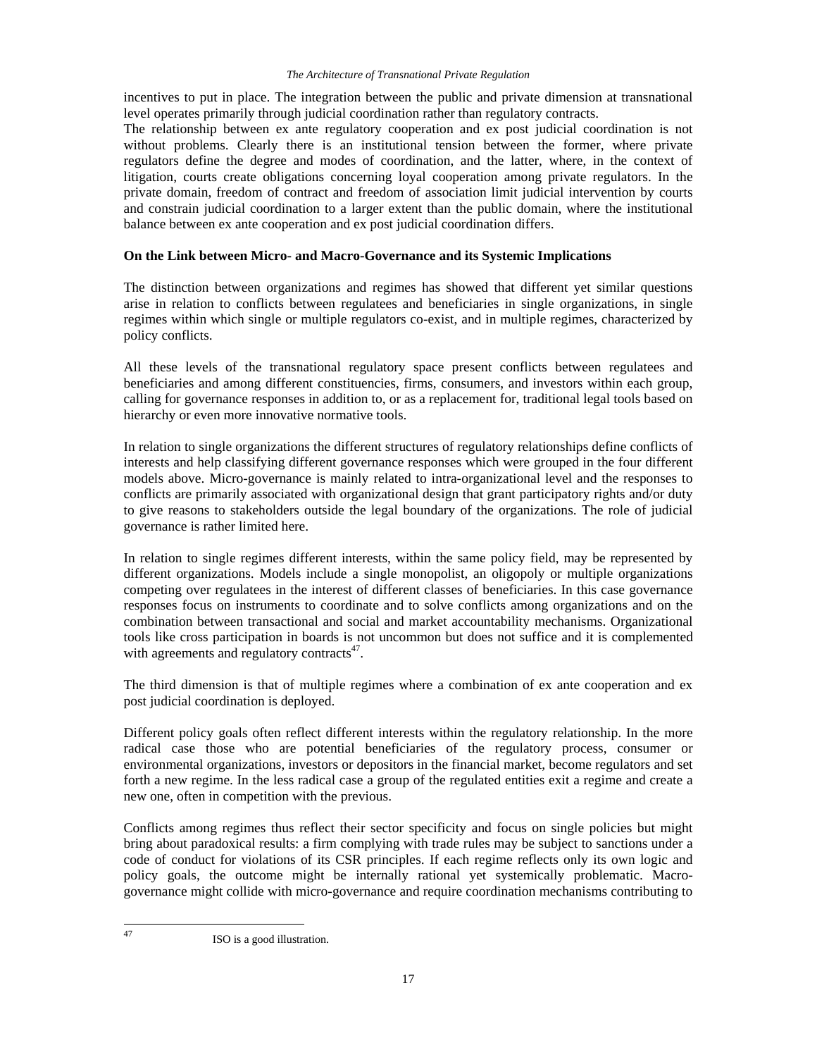incentives to put in place. The integration between the public and private dimension at transnational level operates primarily through judicial coordination rather than regulatory contracts.
The relationship between ex ante regulatory cooperation and ex post judicial coordination is not without problems. Clearly there is an institutional tension between the former, where private regulators define the degree and modes of coordination, and the latter, where, in the context of litigation, courts create obligations concerning loyal cooperation among private regulators. In the private domain, freedom of contract and freedom of association limit judicial intervention by courts and constrain judicial coordination to a larger extent than the public domain, where the institutional balance between ex ante cooperation and ex post judicial coordination differs.

**On the Link between Micro- and Macro-Governance and its Systemic Implications**

The distinction between organizations and regimes has showed that different yet similar questions arise in relation to conflicts between regulatees and beneficiaries in single organizations, in single regimes within which single or multiple regulators co-exist, and in multiple regimes, characterized by policy conflicts.

All these levels of the transnational regulatory space present conflicts between regulatees and beneficiaries and among different constituencies, firms, consumers, and investors within each group, calling for governance responses in addition to, or as a replacement for, traditional legal tools based on hierarchy or even more innovative normative tools.

In relation to single organizations the different structures of regulatory relationships define conflicts of interests and help classifying different governance responses which were grouped in the four different models above. Micro-governance is mainly related to intra-organizational level and the responses to conflicts are primarily associated with organizational design that grant participatory rights and/or duty to give reasons to stakeholders outside the legal boundary of the organizations. The role of judicial governance is rather limited here.

In relation to single regimes different interests, within the same policy field, may be represented by different organizations. Models include a single monopolist, an oligopoly or multiple organizations competing over regulatees in the interest of different classes of beneficiaries. In this case governance responses focus on instruments to coordinate and to solve conflicts among organizations and on the combination between transactional and social and market accountability mechanisms. Organizational tools like cross participation in boards is not uncommon but does not suffice and it is complemented with agreements and regulatory contracts[47].

The third dimension is that of multiple regimes where a combination of ex ante cooperation and ex post judicial coordination is deployed.

Different policy goals often reflect different interests within the regulatory relationship. In the more radical case those who are potential beneficiaries of the regulatory process, consumer or environmental organizations, investors or depositors in the financial market, become regulators and set forth a new regime. In the less radical case a group of the regulated entities exit a regime and create a new one, often in competition with the previous.

Conflicts among regimes thus reflect their sector specificity and focus on single policies but might bring about paradoxical results: a firm complying with trade rules may be subject to sanctions under a code of conduct for violations of its CSR principles. If each regime reflects only its own logic and policy goals, the outcome might be internally rational yet systemically problematic. Macro-governance might collide with micro-governance and require coordination mechanisms contributing to

[47] ISO is a good illustration.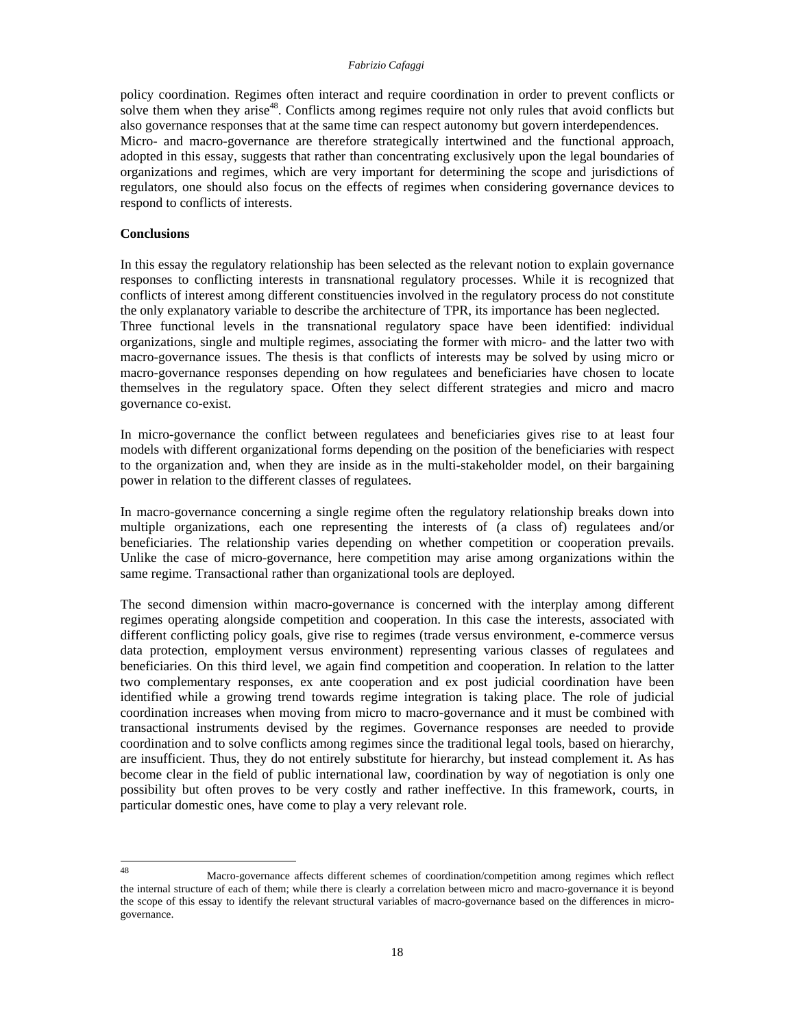policy coordination. Regimes often interact and require coordination in order to prevent conflicts or solve them when they arise[48]. Conflicts among regimes require not only rules that avoid conflicts but also governance responses that at the same time can respect autonomy but govern interdependences.
Micro- and macro-governance are therefore strategically intertwined and the functional approach, adopted in this essay, suggests that rather than concentrating exclusively upon the legal boundaries of organizations and regimes, which are very important for determining the scope and jurisdictions of regulators, one should also focus on the effects of regimes when considering governance devices to respond to conflicts of interests.

**Conclusions**

In this essay the regulatory relationship has been selected as the relevant notion to explain governance responses to conflicting interests in transnational regulatory processes. While it is recognized that conflicts of interest among different constituencies involved in the regulatory process do not constitute the only explanatory variable to describe the architecture of TPR, its importance has been neglected.
Three functional levels in the transnational regulatory space have been identified: individual organizations, single and multiple regimes, associating the former with micro- and the latter two with macro-governance issues. The thesis is that conflicts of interests may be solved by using micro or macro-governance responses depending on how regulatees and beneficiaries have chosen to locate themselves in the regulatory space. Often they select different strategies and micro and macro governance co-exist.

In micro-governance the conflict between regulatees and beneficiaries gives rise to at least four models with different organizational forms depending on the position of the beneficiaries with respect to the organization and, when they are inside as in the multi-stakeholder model, on their bargaining power in relation to the different classes of regulatees.

In macro-governance concerning a single regime often the regulatory relationship breaks down into multiple organizations, each one representing the interests of (a class of) regulatees and/or beneficiaries. The relationship varies depending on whether competition or cooperation prevails. Unlike the case of micro-governance, here competition may arise among organizations within the same regime. Transactional rather than organizational tools are deployed.

The second dimension within macro-governance is concerned with the interplay among different regimes operating alongside competition and cooperation. In this case the interests, associated with different conflicting policy goals, give rise to regimes (trade versus environment, e-commerce versus data protection, employment versus environment) representing various classes of regulatees and beneficiaries. On this third level, we again find competition and cooperation. In relation to the latter two complementary responses, ex ante cooperation and ex post judicial coordination have been identified while a growing trend towards regime integration is taking place. The role of judicial coordination increases when moving from micro to macro-governance and it must be combined with transactional instruments devised by the regimes. Governance responses are needed to provide coordination and to solve conflicts among regimes since the traditional legal tools, based on hierarchy, are insufficient. Thus, they do not entirely substitute for hierarchy, but instead complement it. As has become clear in the field of public international law, coordination by way of negotiation is only one possibility but often proves to be very costly and rather ineffective. In this framework, courts, in particular domestic ones, have come to play a very relevant role.

---

[48] Macro-governance affects different schemes of coordination/competition among regimes which reflect the internal structure of each of them; while there is clearly a correlation between micro and macro-governance it is beyond the scope of this essay to identify the relevant structural variables of macro-governance based on the differences in micro-governance.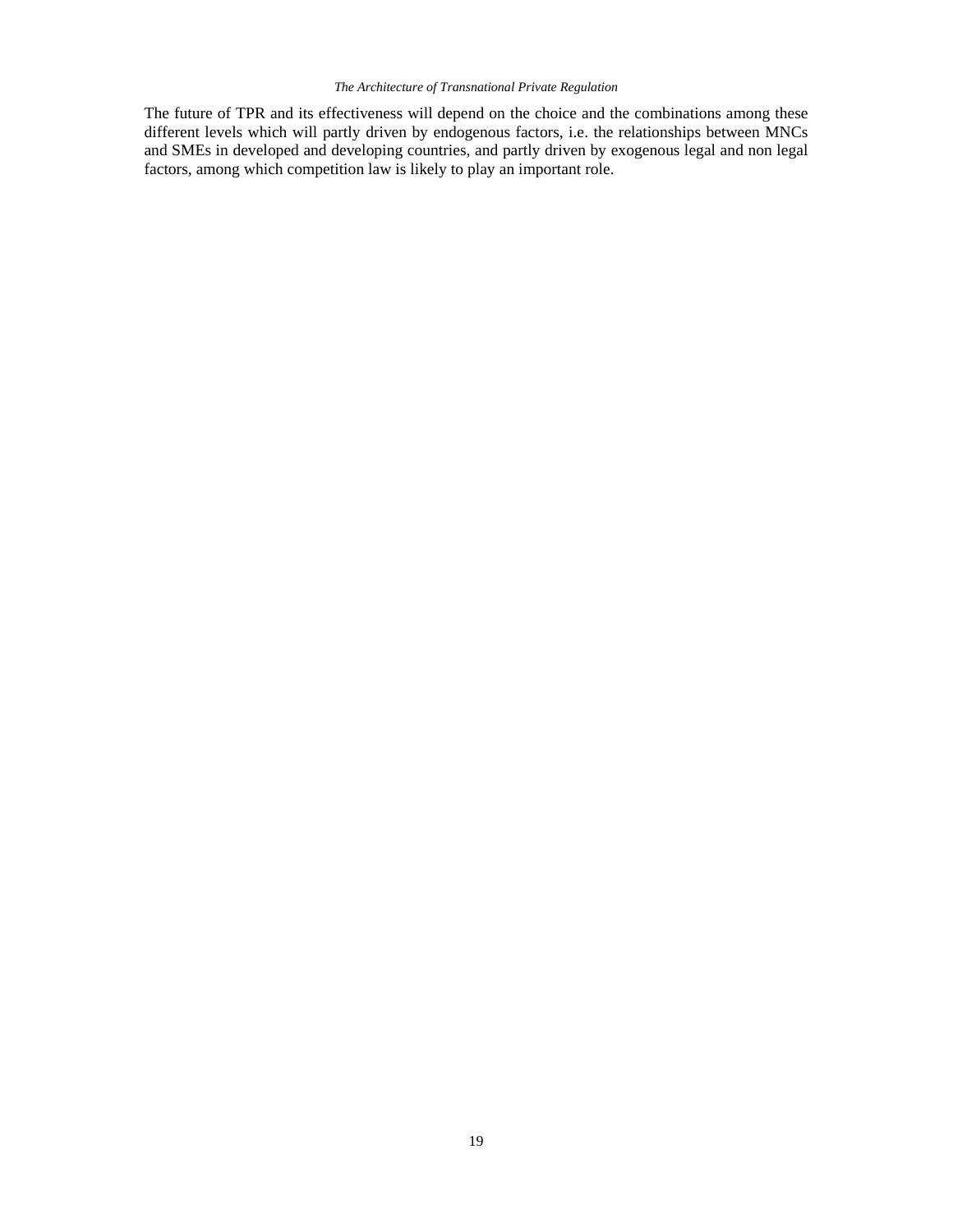The future of TPR and its effectiveness will depend on the choice and the combinations among these different levels which will partly driven by endogenous factors, i.e. the relationships between MNCs and SMEs in developed and developing countries, and partly driven by exogenous legal and non legal factors, among which competition law is likely to play an important role.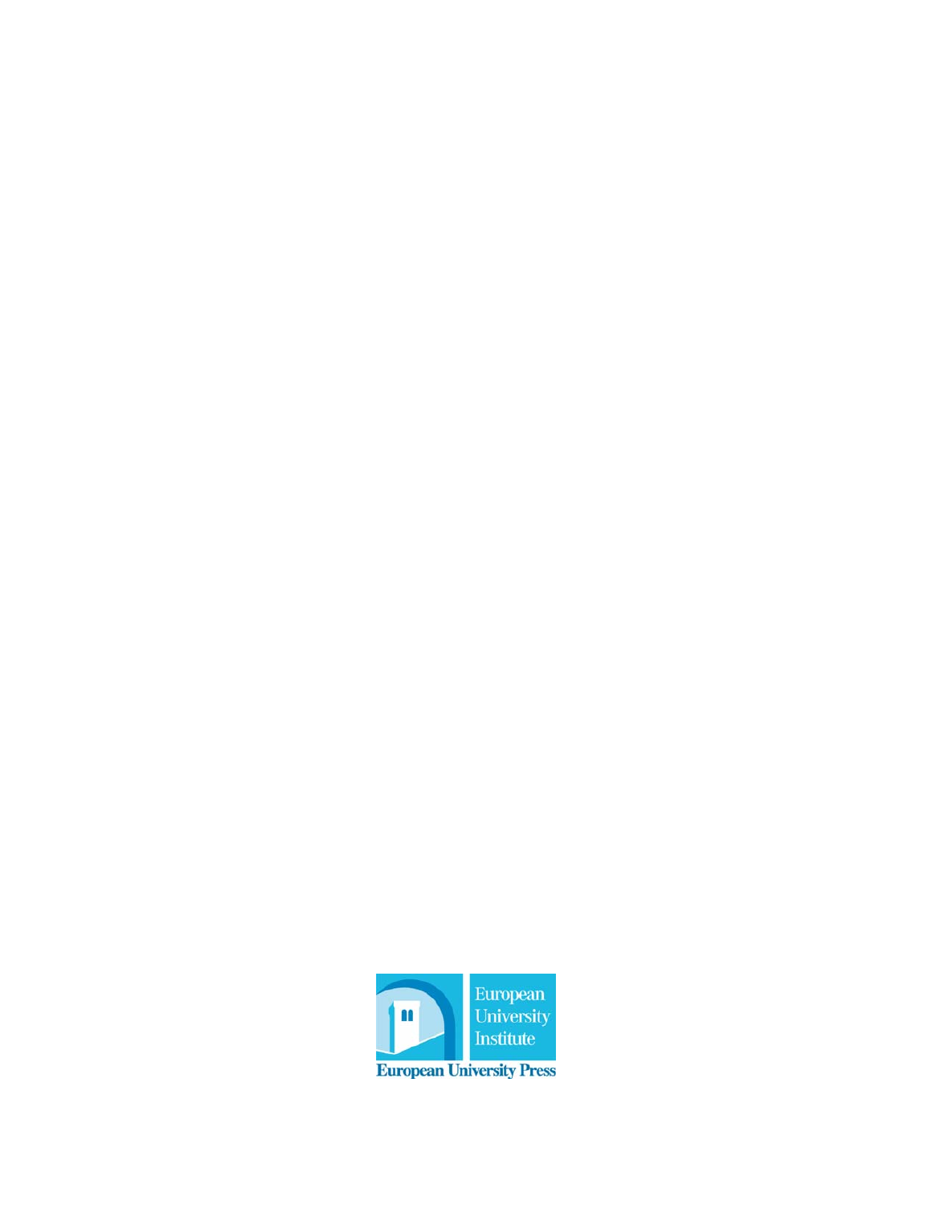European
University
Institute

European University Press